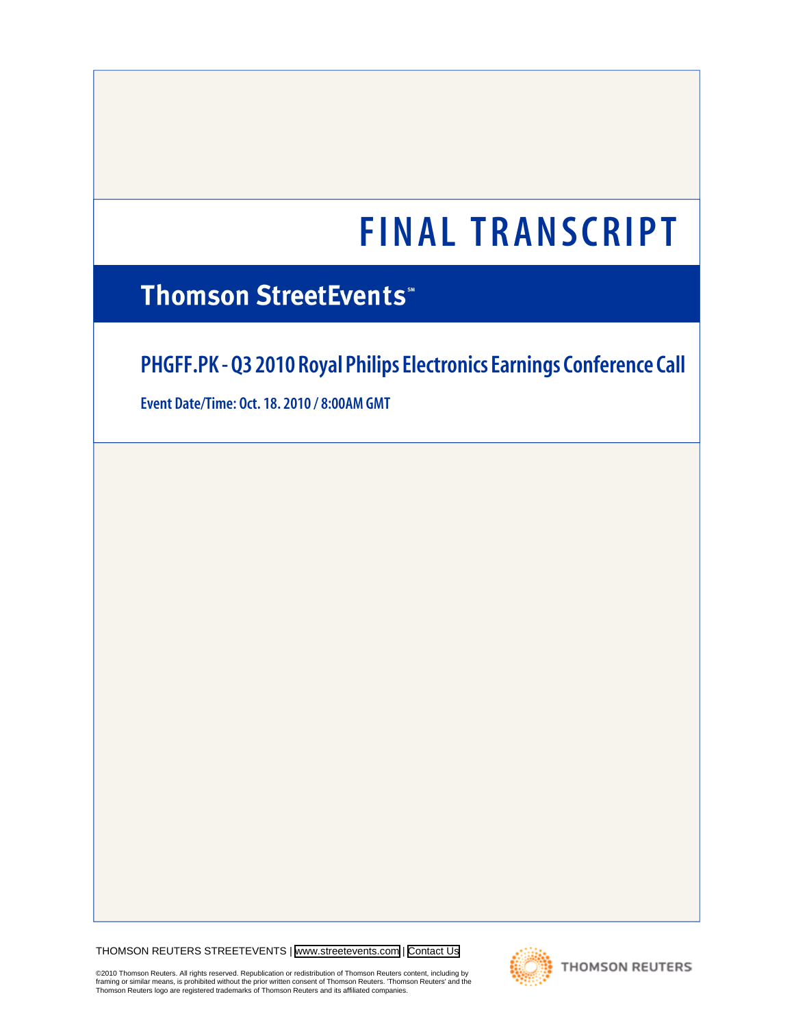# FINAL TRANSCRIPT

## Thomson StreetEvents℠

## PHGFF.PK - Q3 2010 Royal Philips Electronics Earnings Conference Call

**Event Date/Time: Oct. 18. 2010 / 8:00AM GMT**

THOMSON REUTERS STREETEVENTS | www.streetevents.com | Contact Us

©2010 Thomson Reuters. All rights reserved. Republication or redistribution of Thomson Reuters content, including by framing or similar means, is prohibited without the prior written consent of Thomson Reuters. 'Thomson Reuters' and the Thomson Reuters logo are registered trademarks of Thomson Reuters and its affiliated companies.

THOMSON REUTERS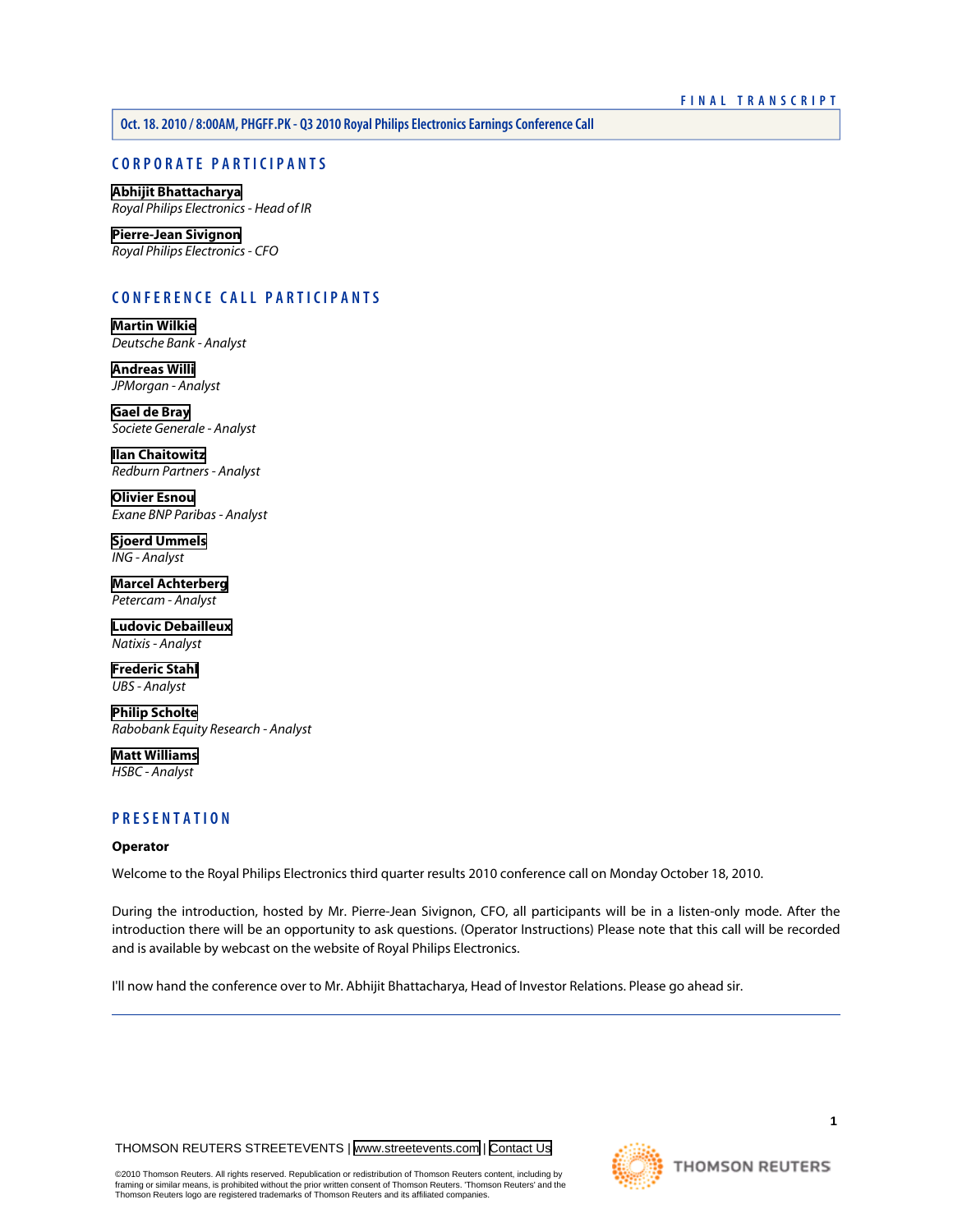# CORPORATE PARTICIPANTS

**Abhijit Bhattacharya**
*Royal Philips Electronics - Head of IR*

**Pierre-Jean Sivignon**
*Royal Philips Electronics - CFO*

# CONFERENCE CALL PARTICIPANTS

**Martin Wilkie**
*Deutsche Bank - Analyst*

**Andreas Willi**
*JPMorgan - Analyst*

**Gael de Bray**
*Societe Generale - Analyst*

**Ilan Chaitowitz**
*Redburn Partners - Analyst*

**Olivier Esnou**
*Exane BNP Paribas - Analyst*

**Sjoerd Ummels**
*ING - Analyst*

**Marcel Achterberg**
*Petercam - Analyst*

**Ludovic Debailleux**
*Natixis - Analyst*

**Frederic Stahl**
*UBS - Analyst*

**Philip Scholte**
*Rabobank Equity Research - Analyst*

**Matt Williams**
*HSBC - Analyst*

# PRESENTATION

**Operator**

Welcome to the Royal Philips Electronics third quarter results 2010 conference call on Monday October 18, 2010.

During the introduction, hosted by Mr. Pierre-Jean Sivignon, CFO, all participants will be in a listen-only mode. After the introduction there will be an opportunity to ask questions. (Operator Instructions) Please note that this call will be recorded and is available by webcast on the website of Royal Philips Electronics.

I'll now hand the conference over to Mr. Abhijit Bhattacharya, Head of Investor Relations. Please go ahead sir.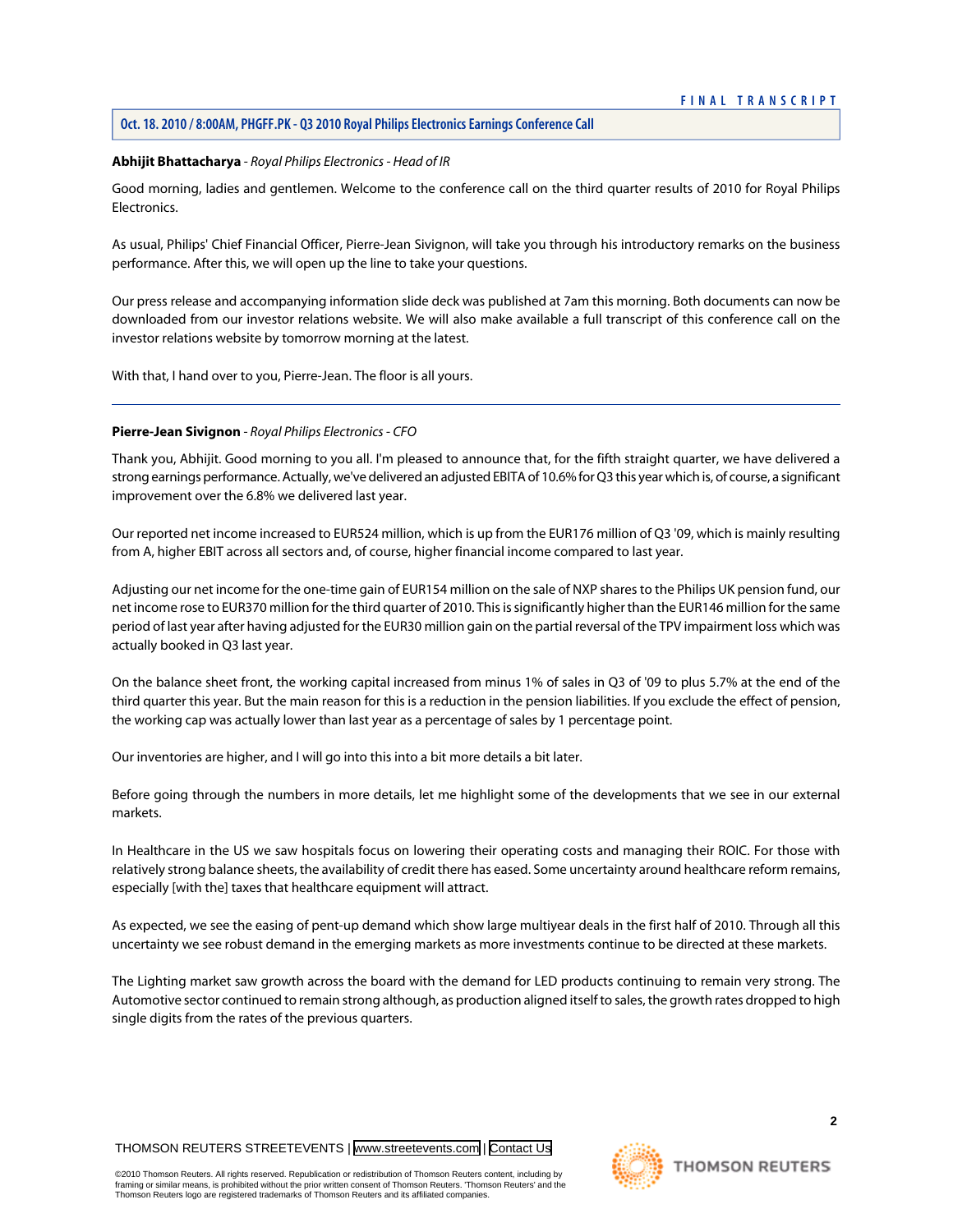**Abhijit Bhattacharya** - *Royal Philips Electronics - Head of IR*

Good morning, ladies and gentlemen. Welcome to the conference call on the third quarter results of 2010 for Royal Philips Electronics.

As usual, Philips' Chief Financial Officer, Pierre-Jean Sivignon, will take you through his introductory remarks on the business performance. After this, we will open up the line to take your questions.

Our press release and accompanying information slide deck was published at 7am this morning. Both documents can now be downloaded from our investor relations website. We will also make available a full transcript of this conference call on the investor relations website by tomorrow morning at the latest.

With that, I hand over to you, Pierre-Jean. The floor is all yours.

---

**Pierre-Jean Sivignon** - *Royal Philips Electronics - CFO*

Thank you, Abhijit. Good morning to you all. I'm pleased to announce that, for the fifth straight quarter, we have delivered a strong earnings performance. Actually, we've delivered an adjusted EBITA of 10.6% for Q3 this year which is, of course, a significant improvement over the 6.8% we delivered last year.

Our reported net income increased to EUR524 million, which is up from the EUR176 million of Q3 '09, which is mainly resulting from A, higher EBIT across all sectors and, of course, higher financial income compared to last year.

Adjusting our net income for the one-time gain of EUR154 million on the sale of NXP shares to the Philips UK pension fund, our net income rose to EUR370 million for the third quarter of 2010. This is significantly higher than the EUR146 million for the same period of last year after having adjusted for the EUR30 million gain on the partial reversal of the TPV impairment loss which was actually booked in Q3 last year.

On the balance sheet front, the working capital increased from minus 1% of sales in Q3 of '09 to plus 5.7% at the end of the third quarter this year. But the main reason for this is a reduction in the pension liabilities. If you exclude the effect of pension, the working cap was actually lower than last year as a percentage of sales by 1 percentage point.

Our inventories are higher, and I will go into this into a bit more details a bit later.

Before going through the numbers in more details, let me highlight some of the developments that we see in our external markets.

In Healthcare in the US we saw hospitals focus on lowering their operating costs and managing their ROIC. For those with relatively strong balance sheets, the availability of credit there has eased. Some uncertainty around healthcare reform remains, especially [with the] taxes that healthcare equipment will attract.

As expected, we see the easing of pent-up demand which show large multiyear deals in the first half of 2010. Through all this uncertainty we see robust demand in the emerging markets as more investments continue to be directed at these markets.

The Lighting market saw growth across the board with the demand for LED products continuing to remain very strong. The Automotive sector continued to remain strong although, as production aligned itself to sales, the growth rates dropped to high single digits from the rates of the previous quarters.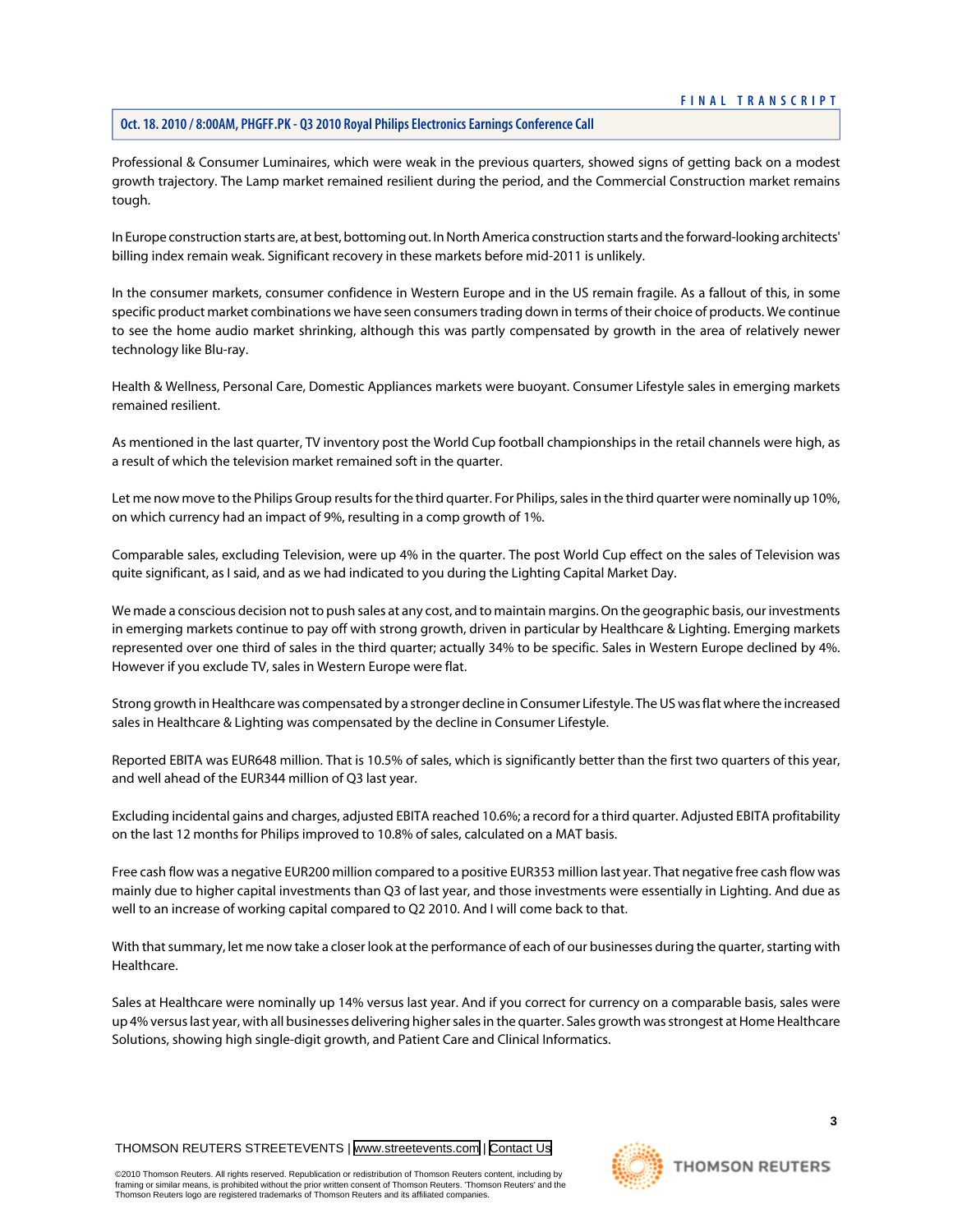Professional & Consumer Luminaires, which were weak in the previous quarters, showed signs of getting back on a modest growth trajectory. The Lamp market remained resilient during the period, and the Commercial Construction market remains tough.

In Europe construction starts are, at best, bottoming out. In North America construction starts and the forward-looking architects' billing index remain weak. Significant recovery in these markets before mid-2011 is unlikely.

In the consumer markets, consumer confidence in Western Europe and in the US remain fragile. As a fallout of this, in some specific product market combinations we have seen consumers trading down in terms of their choice of products. We continue to see the home audio market shrinking, although this was partly compensated by growth in the area of relatively newer technology like Blu-ray.

Health & Wellness, Personal Care, Domestic Appliances markets were buoyant. Consumer Lifestyle sales in emerging markets remained resilient.

As mentioned in the last quarter, TV inventory post the World Cup football championships in the retail channels were high, as a result of which the television market remained soft in the quarter.

Let me now move to the Philips Group results for the third quarter. For Philips, sales in the third quarter were nominally up 10%, on which currency had an impact of 9%, resulting in a comp growth of 1%.

Comparable sales, excluding Television, were up 4% in the quarter. The post World Cup effect on the sales of Television was quite significant, as I said, and as we had indicated to you during the Lighting Capital Market Day.

We made a conscious decision not to push sales at any cost, and to maintain margins. On the geographic basis, our investments in emerging markets continue to pay off with strong growth, driven in particular by Healthcare & Lighting. Emerging markets represented over one third of sales in the third quarter; actually 34% to be specific. Sales in Western Europe declined by 4%. However if you exclude TV, sales in Western Europe were flat.

Strong growth in Healthcare was compensated by a stronger decline in Consumer Lifestyle. The US was flat where the increased sales in Healthcare & Lighting was compensated by the decline in Consumer Lifestyle.

Reported EBITA was EUR648 million. That is 10.5% of sales, which is significantly better than the first two quarters of this year, and well ahead of the EUR344 million of Q3 last year.

Excluding incidental gains and charges, adjusted EBITA reached 10.6%; a record for a third quarter. Adjusted EBITA profitability on the last 12 months for Philips improved to 10.8% of sales, calculated on a MAT basis.

Free cash flow was a negative EUR200 million compared to a positive EUR353 million last year. That negative free cash flow was mainly due to higher capital investments than Q3 of last year, and those investments were essentially in Lighting. And due as well to an increase of working capital compared to Q2 2010. And I will come back to that.

With that summary, let me now take a closer look at the performance of each of our businesses during the quarter, starting with Healthcare.

Sales at Healthcare were nominally up 14% versus last year. And if you correct for currency on a comparable basis, sales were up 4% versus last year, with all businesses delivering higher sales in the quarter. Sales growth was strongest at Home Healthcare Solutions, showing high single-digit growth, and Patient Care and Clinical Informatics.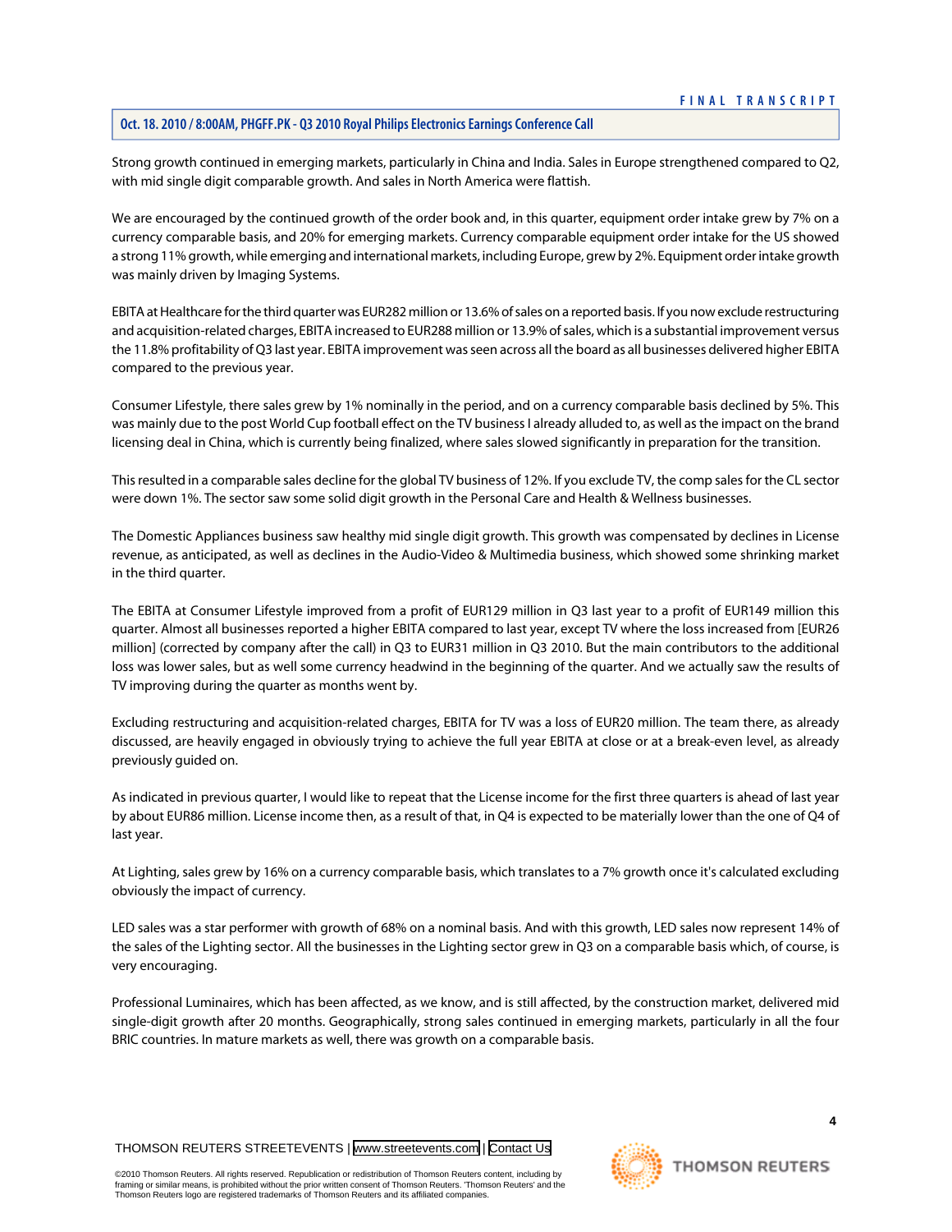Strong growth continued in emerging markets, particularly in China and India. Sales in Europe strengthened compared to Q2, with mid single digit comparable growth. And sales in North America were flattish.

We are encouraged by the continued growth of the order book and, in this quarter, equipment order intake grew by 7% on a currency comparable basis, and 20% for emerging markets. Currency comparable equipment order intake for the US showed a strong 11% growth, while emerging and international markets, including Europe, grew by 2%. Equipment order intake growth was mainly driven by Imaging Systems.

EBITA at Healthcare for the third quarter was EUR282 million or 13.6% of sales on a reported basis. If you now exclude restructuring and acquisition-related charges, EBITA increased to EUR288 million or 13.9% of sales, which is a substantial improvement versus the 11.8% profitability of Q3 last year. EBITA improvement was seen across all the board as all businesses delivered higher EBITA compared to the previous year.

Consumer Lifestyle, there sales grew by 1% nominally in the period, and on a currency comparable basis declined by 5%. This was mainly due to the post World Cup football effect on the TV business I already alluded to, as well as the impact on the brand licensing deal in China, which is currently being finalized, where sales slowed significantly in preparation for the transition.

This resulted in a comparable sales decline for the global TV business of 12%. If you exclude TV, the comp sales for the CL sector were down 1%. The sector saw some solid digit growth in the Personal Care and Health & Wellness businesses.

The Domestic Appliances business saw healthy mid single digit growth. This growth was compensated by declines in License revenue, as anticipated, as well as declines in the Audio-Video & Multimedia business, which showed some shrinking market in the third quarter.

The EBITA at Consumer Lifestyle improved from a profit of EUR129 million in Q3 last year to a profit of EUR149 million this quarter. Almost all businesses reported a higher EBITA compared to last year, except TV where the loss increased from [EUR26 million] (corrected by company after the call) in Q3 to EUR31 million in Q3 2010. But the main contributors to the additional loss was lower sales, but as well some currency headwind in the beginning of the quarter. And we actually saw the results of TV improving during the quarter as months went by.

Excluding restructuring and acquisition-related charges, EBITA for TV was a loss of EUR20 million. The team there, as already discussed, are heavily engaged in obviously trying to achieve the full year EBITA at close or at a break-even level, as already previously guided on.

As indicated in previous quarter, I would like to repeat that the License income for the first three quarters is ahead of last year by about EUR86 million. License income then, as a result of that, in Q4 is expected to be materially lower than the one of Q4 of last year.

At Lighting, sales grew by 16% on a currency comparable basis, which translates to a 7% growth once it's calculated excluding obviously the impact of currency.

LED sales was a star performer with growth of 68% on a nominal basis. And with this growth, LED sales now represent 14% of the sales of the Lighting sector. All the businesses in the Lighting sector grew in Q3 on a comparable basis which, of course, is very encouraging.

Professional Luminaires, which has been affected, as we know, and is still affected, by the construction market, delivered mid single-digit growth after 20 months. Geographically, strong sales continued in emerging markets, particularly in all the four BRIC countries. In mature markets as well, there was growth on a comparable basis.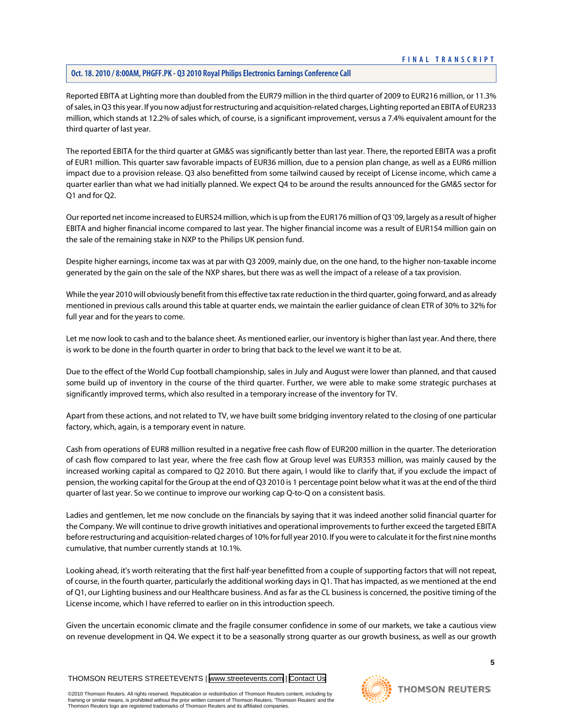Reported EBITA at Lighting more than doubled from the EUR79 million in the third quarter of 2009 to EUR216 million, or 11.3% of sales, in Q3 this year. If you now adjust for restructuring and acquisition-related charges, Lighting reported an EBITA of EUR233 million, which stands at 12.2% of sales which, of course, is a significant improvement, versus a 7.4% equivalent amount for the third quarter of last year.

The reported EBITA for the third quarter at GM&S was significantly better than last year. There, the reported EBITA was a profit of EUR1 million. This quarter saw favorable impacts of EUR36 million, due to a pension plan change, as well as a EUR6 million impact due to a provision release. Q3 also benefitted from some tailwind caused by receipt of License income, which came a quarter earlier than what we had initially planned. We expect Q4 to be around the results announced for the GM&S sector for Q1 and for Q2.

Our reported net income increased to EUR524 million, which is up from the EUR176 million of Q3 '09, largely as a result of higher EBITA and higher financial income compared to last year. The higher financial income was a result of EUR154 million gain on the sale of the remaining stake in NXP to the Philips UK pension fund.

Despite higher earnings, income tax was at par with Q3 2009, mainly due, on the one hand, to the higher non-taxable income generated by the gain on the sale of the NXP shares, but there was as well the impact of a release of a tax provision.

While the year 2010 will obviously benefit from this effective tax rate reduction in the third quarter, going forward, and as already mentioned in previous calls around this table at quarter ends, we maintain the earlier guidance of clean ETR of 30% to 32% for full year and for the years to come.

Let me now look to cash and to the balance sheet. As mentioned earlier, our inventory is higher than last year. And there, there is work to be done in the fourth quarter in order to bring that back to the level we want it to be at.

Due to the effect of the World Cup football championship, sales in July and August were lower than planned, and that caused some build up of inventory in the course of the third quarter. Further, we were able to make some strategic purchases at significantly improved terms, which also resulted in a temporary increase of the inventory for TV.

Apart from these actions, and not related to TV, we have built some bridging inventory related to the closing of one particular factory, which, again, is a temporary event in nature.

Cash from operations of EUR8 million resulted in a negative free cash flow of EUR200 million in the quarter. The deterioration of cash flow compared to last year, where the free cash flow at Group level was EUR353 million, was mainly caused by the increased working capital as compared to Q2 2010. But there again, I would like to clarify that, if you exclude the impact of pension, the working capital for the Group at the end of Q3 2010 is 1 percentage point below what it was at the end of the third quarter of last year. So we continue to improve our working cap Q-to-Q on a consistent basis.

Ladies and gentlemen, let me now conclude on the financials by saying that it was indeed another solid financial quarter for the Company. We will continue to drive growth initiatives and operational improvements to further exceed the targeted EBITA before restructuring and acquisition-related charges of 10% for full year 2010. If you were to calculate it for the first nine months cumulative, that number currently stands at 10.1%.

Looking ahead, it's worth reiterating that the first half-year benefitted from a couple of supporting factors that will not repeat, of course, in the fourth quarter, particularly the additional working days in Q1. That has impacted, as we mentioned at the end of Q1, our Lighting business and our Healthcare business. And as far as the CL business is concerned, the positive timing of the License income, which I have referred to earlier on in this introduction speech.

Given the uncertain economic climate and the fragile consumer confidence in some of our markets, we take a cautious view on revenue development in Q4. We expect it to be a seasonally strong quarter as our growth business, as well as our growth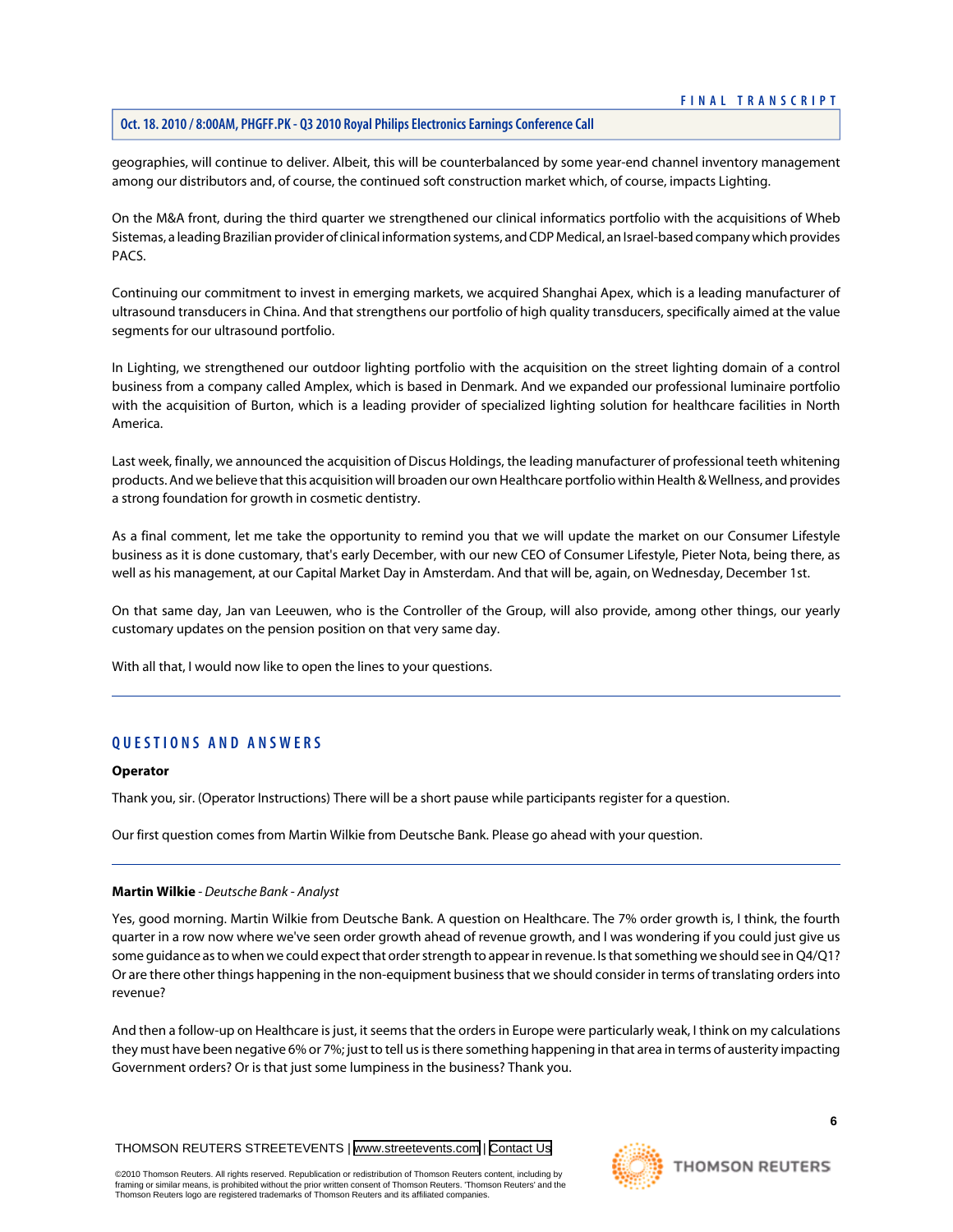geographies, will continue to deliver. Albeit, this will be counterbalanced by some year-end channel inventory management among our distributors and, of course, the continued soft construction market which, of course, impacts Lighting.

On the M&A front, during the third quarter we strengthened our clinical informatics portfolio with the acquisitions of Wheb Sistemas, a leading Brazilian provider of clinical information systems, and CDP Medical, an Israel-based company which provides PACS.

Continuing our commitment to invest in emerging markets, we acquired Shanghai Apex, which is a leading manufacturer of ultrasound transducers in China. And that strengthens our portfolio of high quality transducers, specifically aimed at the value segments for our ultrasound portfolio.

In Lighting, we strengthened our outdoor lighting portfolio with the acquisition on the street lighting domain of a control business from a company called Amplex, which is based in Denmark. And we expanded our professional luminaire portfolio with the acquisition of Burton, which is a leading provider of specialized lighting solution for healthcare facilities in North America.

Last week, finally, we announced the acquisition of Discus Holdings, the leading manufacturer of professional teeth whitening products. And we believe that this acquisition will broaden our own Healthcare portfolio within Health & Wellness, and provides a strong foundation for growth in cosmetic dentistry.

As a final comment, let me take the opportunity to remind you that we will update the market on our Consumer Lifestyle business as it is done customary, that's early December, with our new CEO of Consumer Lifestyle, Pieter Nota, being there, as well as his management, at our Capital Market Day in Amsterdam. And that will be, again, on Wednesday, December 1st.

On that same day, Jan van Leeuwen, who is the Controller of the Group, will also provide, among other things, our yearly customary updates on the pension position on that very same day.

With all that, I would now like to open the lines to your questions.

---

## QUESTIONS AND ANSWERS

**Operator**

Thank you, sir. (Operator Instructions) There will be a short pause while participants register for a question.

Our first question comes from Martin Wilkie from Deutsche Bank. Please go ahead with your question.

---

**Martin Wilkie** - *Deutsche Bank - Analyst*

Yes, good morning. Martin Wilkie from Deutsche Bank. A question on Healthcare. The 7% order growth is, I think, the fourth quarter in a row now where we've seen order growth ahead of revenue growth, and I was wondering if you could just give us some guidance as to when we could expect that order strength to appear in revenue. Is that something we should see in Q4/Q1? Or are there other things happening in the non-equipment business that we should consider in terms of translating orders into revenue?

And then a follow-up on Healthcare is just, it seems that the orders in Europe were particularly weak, I think on my calculations they must have been negative 6% or 7%; just to tell us is there something happening in that area in terms of austerity impacting Government orders? Or is that just some lumpiness in the business? Thank you.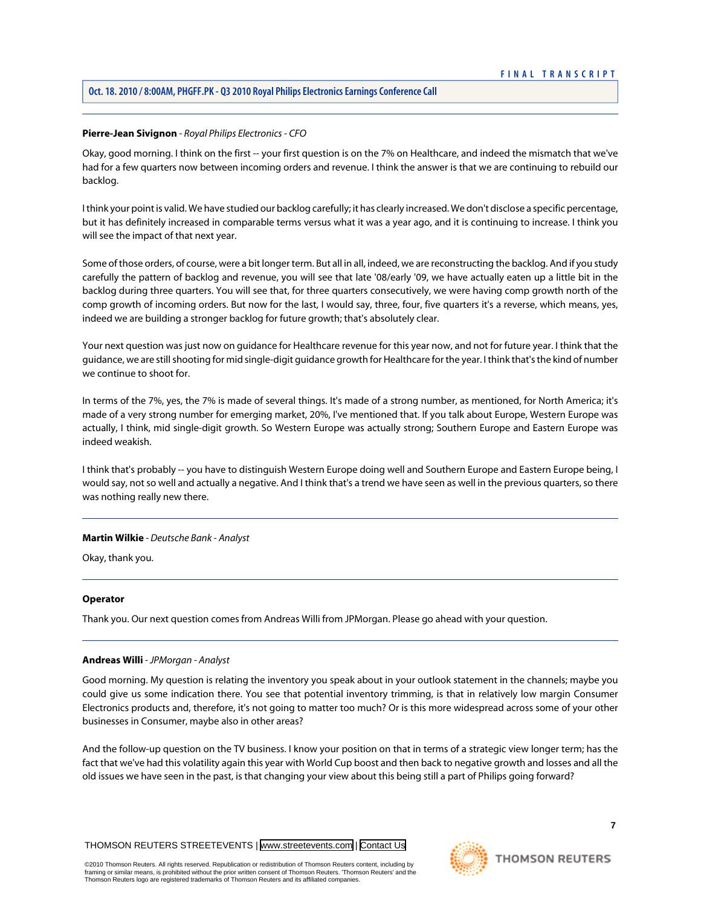**Pierre-Jean Sivignon** - *Royal Philips Electronics - CFO*

Okay, good morning. I think on the first -- your first question is on the 7% on Healthcare, and indeed the mismatch that we've had for a few quarters now between incoming orders and revenue. I think the answer is that we are continuing to rebuild our backlog.

I think your point is valid. We have studied our backlog carefully; it has clearly increased. We don't disclose a specific percentage, but it has definitely increased in comparable terms versus what it was a year ago, and it is continuing to increase. I think you will see the impact of that next year.

Some of those orders, of course, were a bit longer term. But all in all, indeed, we are reconstructing the backlog. And if you study carefully the pattern of backlog and revenue, you will see that late '08/early '09, we have actually eaten up a little bit in the backlog during three quarters. You will see that, for three quarters consecutively, we were having comp growth north of the comp growth of incoming orders. But now for the last, I would say, three, four, five quarters it's a reverse, which means, yes, indeed we are building a stronger backlog for future growth; that's absolutely clear.

Your next question was just now on guidance for Healthcare revenue for this year now, and not for future year. I think that the guidance, we are still shooting for mid single-digit guidance growth for Healthcare for the year. I think that's the kind of number we continue to shoot for.

In terms of the 7%, yes, the 7% is made of several things. It's made of a strong number, as mentioned, for North America; it's made of a very strong number for emerging market, 20%, I've mentioned that. If you talk about Europe, Western Europe was actually, I think, mid single-digit growth. So Western Europe was actually strong; Southern Europe and Eastern Europe was indeed weakish.

I think that's probably -- you have to distinguish Western Europe doing well and Southern Europe and Eastern Europe being, I would say, not so well and actually a negative. And I think that's a trend we have seen as well in the previous quarters, so there was nothing really new there.

---

**Martin Wilkie** - *Deutsche Bank - Analyst*

Okay, thank you.

---

**Operator**

Thank you. Our next question comes from Andreas Willi from JPMorgan. Please go ahead with your question.

---

**Andreas Willi** - *JPMorgan - Analyst*

Good morning. My question is relating the inventory you speak about in your outlook statement in the channels; maybe you could give us some indication there. You see that potential inventory trimming, is that in relatively low margin Consumer Electronics products and, therefore, it's not going to matter too much? Or is this more widespread across some of your other businesses in Consumer, maybe also in other areas?

And the follow-up question on the TV business. I know your position on that in terms of a strategic view longer term; has the fact that we've had this volatility again this year with World Cup boost and then back to negative growth and losses and all the old issues we have seen in the past, is that changing your view about this being still a part of Philips going forward?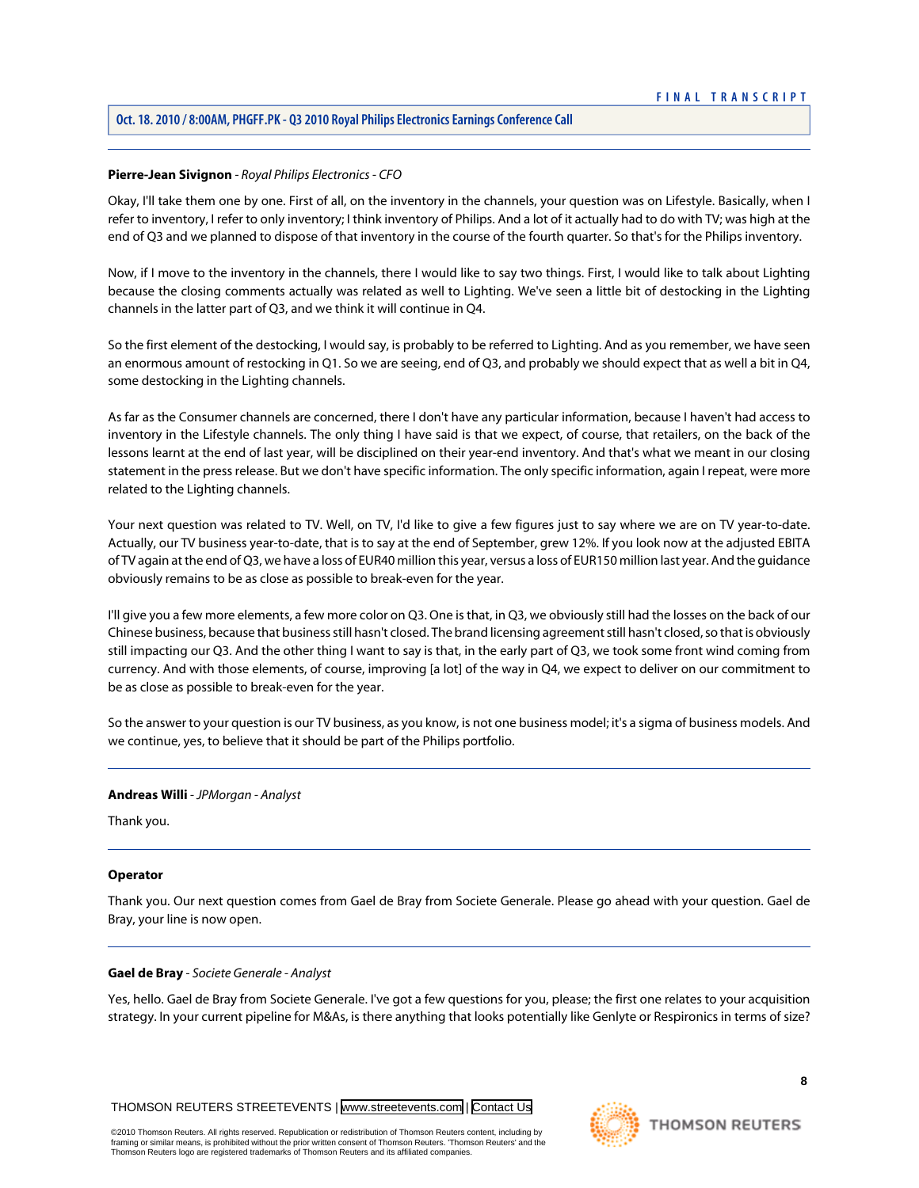**Pierre-Jean Sivignon** - *Royal Philips Electronics - CFO*

Okay, I'll take them one by one. First of all, on the inventory in the channels, your question was on Lifestyle. Basically, when I refer to inventory, I refer to only inventory; I think inventory of Philips. And a lot of it actually had to do with TV; was high at the end of Q3 and we planned to dispose of that inventory in the course of the fourth quarter. So that's for the Philips inventory.

Now, if I move to the inventory in the channels, there I would like to say two things. First, I would like to talk about Lighting because the closing comments actually was related as well to Lighting. We've seen a little bit of destocking in the Lighting channels in the latter part of Q3, and we think it will continue in Q4.

So the first element of the destocking, I would say, is probably to be referred to Lighting. And as you remember, we have seen an enormous amount of restocking in Q1. So we are seeing, end of Q3, and probably we should expect that as well a bit in Q4, some destocking in the Lighting channels.

As far as the Consumer channels are concerned, there I don't have any particular information, because I haven't had access to inventory in the Lifestyle channels. The only thing I have said is that we expect, of course, that retailers, on the back of the lessons learnt at the end of last year, will be disciplined on their year-end inventory. And that's what we meant in our closing statement in the press release. But we don't have specific information. The only specific information, again I repeat, were more related to the Lighting channels.

Your next question was related to TV. Well, on TV, I'd like to give a few figures just to say where we are on TV year-to-date. Actually, our TV business year-to-date, that is to say at the end of September, grew 12%. If you look now at the adjusted EBITA of TV again at the end of Q3, we have a loss of EUR40 million this year, versus a loss of EUR150 million last year. And the guidance obviously remains to be as close as possible to break-even for the year.

I'll give you a few more elements, a few more color on Q3. One is that, in Q3, we obviously still had the losses on the back of our Chinese business, because that business still hasn't closed. The brand licensing agreement still hasn't closed, so that is obviously still impacting our Q3. And the other thing I want to say is that, in the early part of Q3, we took some front wind coming from currency. And with those elements, of course, improving [a lot] of the way in Q4, we expect to deliver on our commitment to be as close as possible to break-even for the year.

So the answer to your question is our TV business, as you know, is not one business model; it's a sigma of business models. And we continue, yes, to believe that it should be part of the Philips portfolio.

---

**Andreas Willi** - *JPMorgan - Analyst*

Thank you.

---

**Operator**

Thank you. Our next question comes from Gael de Bray from Societe Generale. Please go ahead with your question. Gael de Bray, your line is now open.

---

**Gael de Bray** - *Societe Generale - Analyst*

Yes, hello. Gael de Bray from Societe Generale. I've got a few questions for you, please; the first one relates to your acquisition strategy. In your current pipeline for M&As, is there anything that looks potentially like Genlyte or Respironics in terms of size?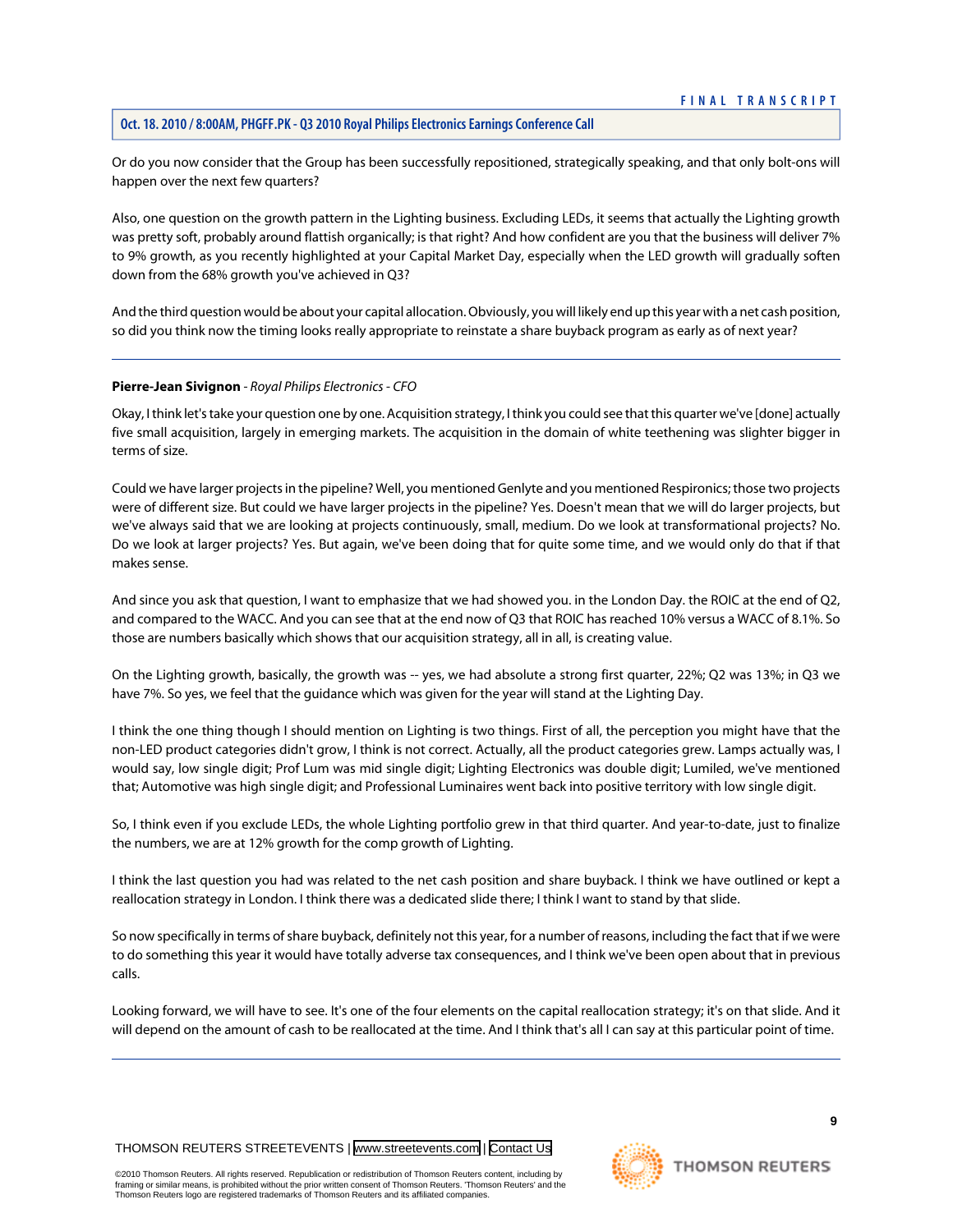Or do you now consider that the Group has been successfully repositioned, strategically speaking, and that only bolt-ons will happen over the next few quarters?

Also, one question on the growth pattern in the Lighting business. Excluding LEDs, it seems that actually the Lighting growth was pretty soft, probably around flattish organically; is that right? And how confident are you that the business will deliver 7% to 9% growth, as you recently highlighted at your Capital Market Day, especially when the LED growth will gradually soften down from the 68% growth you've achieved in Q3?

And the third question would be about your capital allocation. Obviously, you will likely end up this year with a net cash position, so did you think now the timing looks really appropriate to reinstate a share buyback program as early as of next year?

---

**Pierre-Jean Sivignon** - *Royal Philips Electronics - CFO*

Okay, I think let's take your question one by one. Acquisition strategy, I think you could see that this quarter we've [done] actually five small acquisition, largely in emerging markets. The acquisition in the domain of white teethening was slighter bigger in terms of size.

Could we have larger projects in the pipeline? Well, you mentioned Genlyte and you mentioned Respironics; those two projects were of different size. But could we have larger projects in the pipeline? Yes. Doesn't mean that we will do larger projects, but we've always said that we are looking at projects continuously, small, medium. Do we look at transformational projects? No. Do we look at larger projects? Yes. But again, we've been doing that for quite some time, and we would only do that if that makes sense.

And since you ask that question, I want to emphasize that we had showed you. in the London Day. the ROIC at the end of Q2, and compared to the WACC. And you can see that at the end now of Q3 that ROIC has reached 10% versus a WACC of 8.1%. So those are numbers basically which shows that our acquisition strategy, all in all, is creating value.

On the Lighting growth, basically, the growth was -- yes, we had absolute a strong first quarter, 22%; Q2 was 13%; in Q3 we have 7%. So yes, we feel that the guidance which was given for the year will stand at the Lighting Day.

I think the one thing though I should mention on Lighting is two things. First of all, the perception you might have that the non-LED product categories didn't grow, I think is not correct. Actually, all the product categories grew. Lamps actually was, I would say, low single digit; Prof Lum was mid single digit; Lighting Electronics was double digit; Lumiled, we've mentioned that; Automotive was high single digit; and Professional Luminaires went back into positive territory with low single digit.

So, I think even if you exclude LEDs, the whole Lighting portfolio grew in that third quarter. And year-to-date, just to finalize the numbers, we are at 12% growth for the comp growth of Lighting.

I think the last question you had was related to the net cash position and share buyback. I think we have outlined or kept a reallocation strategy in London. I think there was a dedicated slide there; I think I want to stand by that slide.

So now specifically in terms of share buyback, definitely not this year, for a number of reasons, including the fact that if we were to do something this year it would have totally adverse tax consequences, and I think we've been open about that in previous calls.

Looking forward, we will have to see. It's one of the four elements on the capital reallocation strategy; it's on that slide. And it will depend on the amount of cash to be reallocated at the time. And I think that's all I can say at this particular point of time.

---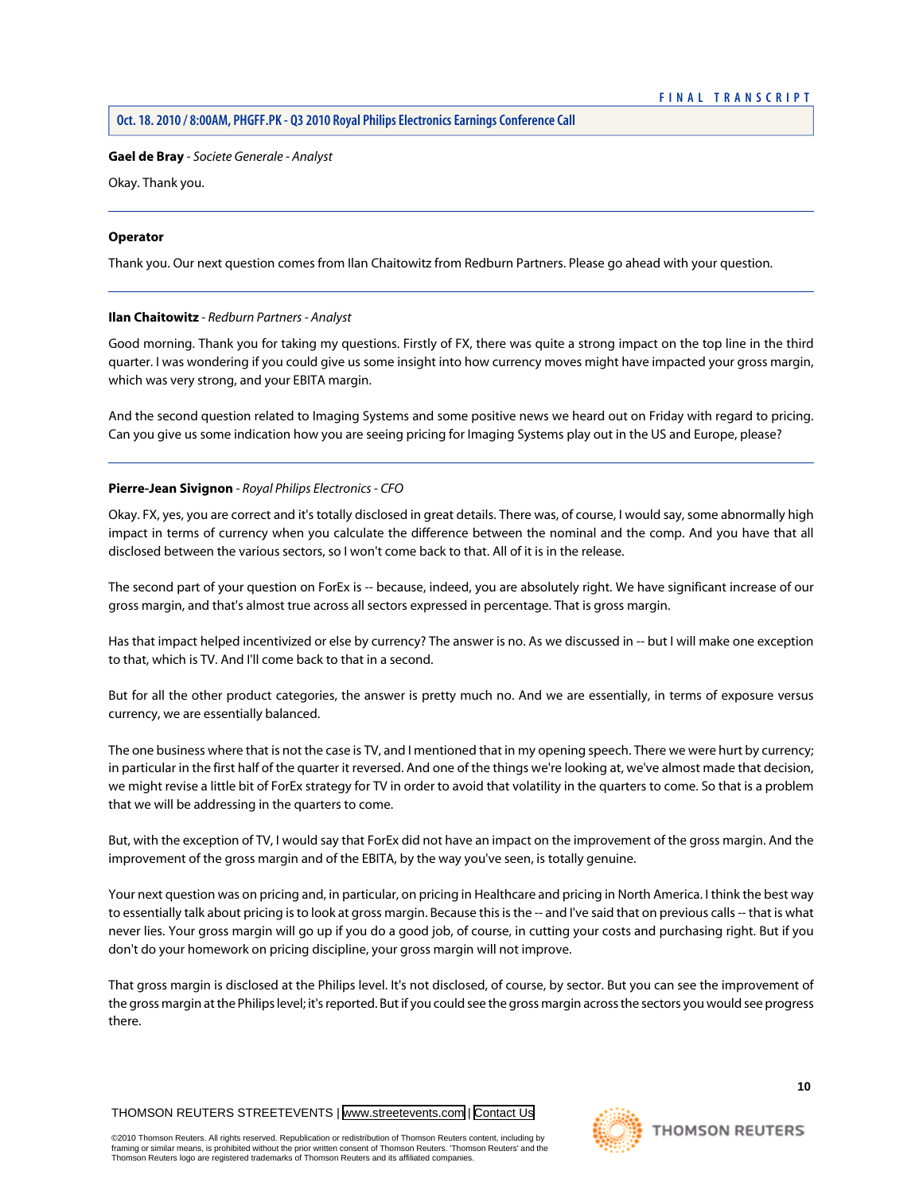**Gael de Bray** - *Societe Generale - Analyst*

Okay. Thank you.

---

**Operator**

Thank you. Our next question comes from Ilan Chaitowitz from Redburn Partners. Please go ahead with your question.

---

**Ilan Chaitowitz** - *Redburn Partners - Analyst*

Good morning. Thank you for taking my questions. Firstly of FX, there was quite a strong impact on the top line in the third quarter. I was wondering if you could give us some insight into how currency moves might have impacted your gross margin, which was very strong, and your EBITA margin.

And the second question related to Imaging Systems and some positive news we heard out on Friday with regard to pricing. Can you give us some indication how you are seeing pricing for Imaging Systems play out in the US and Europe, please?

---

**Pierre-Jean Sivignon** - *Royal Philips Electronics - CFO*

Okay. FX, yes, you are correct and it's totally disclosed in great details. There was, of course, I would say, some abnormally high impact in terms of currency when you calculate the difference between the nominal and the comp. And you have that all disclosed between the various sectors, so I won't come back to that. All of it is in the release.

The second part of your question on ForEx is -- because, indeed, you are absolutely right. We have significant increase of our gross margin, and that's almost true across all sectors expressed in percentage. That is gross margin.

Has that impact helped incentivized or else by currency? The answer is no. As we discussed in -- but I will make one exception to that, which is TV. And I'll come back to that in a second.

But for all the other product categories, the answer is pretty much no. And we are essentially, in terms of exposure versus currency, we are essentially balanced.

The one business where that is not the case is TV, and I mentioned that in my opening speech. There we were hurt by currency; in particular in the first half of the quarter it reversed. And one of the things we're looking at, we've almost made that decision, we might revise a little bit of ForEx strategy for TV in order to avoid that volatility in the quarters to come. So that is a problem that we will be addressing in the quarters to come.

But, with the exception of TV, I would say that ForEx did not have an impact on the improvement of the gross margin. And the improvement of the gross margin and of the EBITA, by the way you've seen, is totally genuine.

Your next question was on pricing and, in particular, on pricing in Healthcare and pricing in North America. I think the best way to essentially talk about pricing is to look at gross margin. Because this is the -- and I've said that on previous calls -- that is what never lies. Your gross margin will go up if you do a good job, of course, in cutting your costs and purchasing right. But if you don't do your homework on pricing discipline, your gross margin will not improve.

That gross margin is disclosed at the Philips level. It's not disclosed, of course, by sector. But you can see the improvement of the gross margin at the Philips level; it's reported. But if you could see the gross margin across the sectors you would see progress there.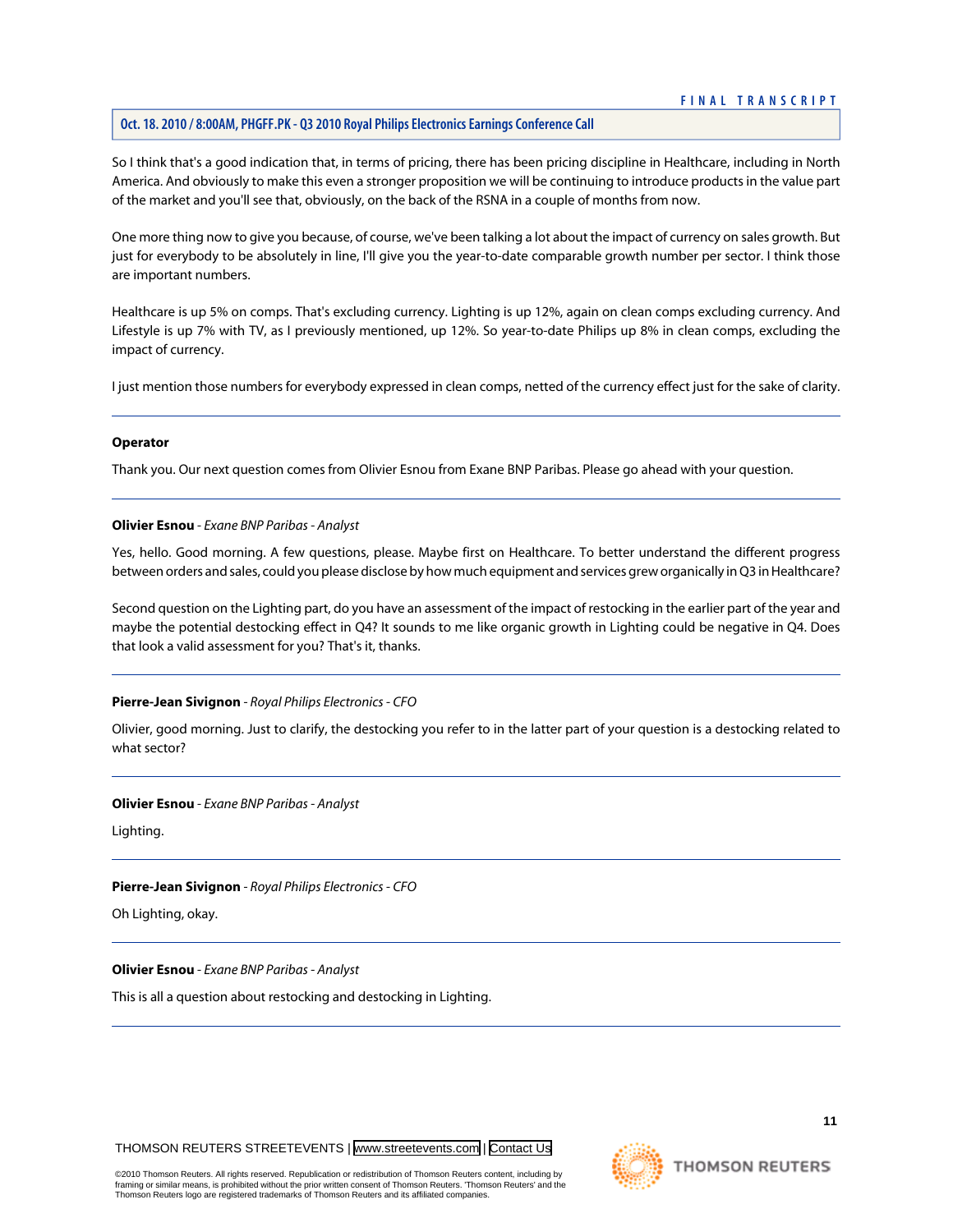So I think that's a good indication that, in terms of pricing, there has been pricing discipline in Healthcare, including in North America. And obviously to make this even a stronger proposition we will be continuing to introduce products in the value part of the market and you'll see that, obviously, on the back of the RSNA in a couple of months from now.

One more thing now to give you because, of course, we've been talking a lot about the impact of currency on sales growth. But just for everybody to be absolutely in line, I'll give you the year-to-date comparable growth number per sector. I think those are important numbers.

Healthcare is up 5% on comps. That's excluding currency. Lighting is up 12%, again on clean comps excluding currency. And Lifestyle is up 7% with TV, as I previously mentioned, up 12%. So year-to-date Philips up 8% in clean comps, excluding the impact of currency.

I just mention those numbers for everybody expressed in clean comps, netted of the currency effect just for the sake of clarity.

---

**Operator**

Thank you. Our next question comes from Olivier Esnou from Exane BNP Paribas. Please go ahead with your question.

---

**Olivier Esnou** - *Exane BNP Paribas - Analyst*

Yes, hello. Good morning. A few questions, please. Maybe first on Healthcare. To better understand the different progress between orders and sales, could you please disclose by how much equipment and services grew organically in Q3 in Healthcare?

Second question on the Lighting part, do you have an assessment of the impact of restocking in the earlier part of the year and maybe the potential destocking effect in Q4? It sounds to me like organic growth in Lighting could be negative in Q4. Does that look a valid assessment for you? That's it, thanks.

---

**Pierre-Jean Sivignon** - *Royal Philips Electronics - CFO*

Olivier, good morning. Just to clarify, the destocking you refer to in the latter part of your question is a destocking related to what sector?

---

**Olivier Esnou** - *Exane BNP Paribas - Analyst*

Lighting.

---

**Pierre-Jean Sivignon** - *Royal Philips Electronics - CFO*

Oh Lighting, okay.

---

**Olivier Esnou** - *Exane BNP Paribas - Analyst*

This is all a question about restocking and destocking in Lighting.

---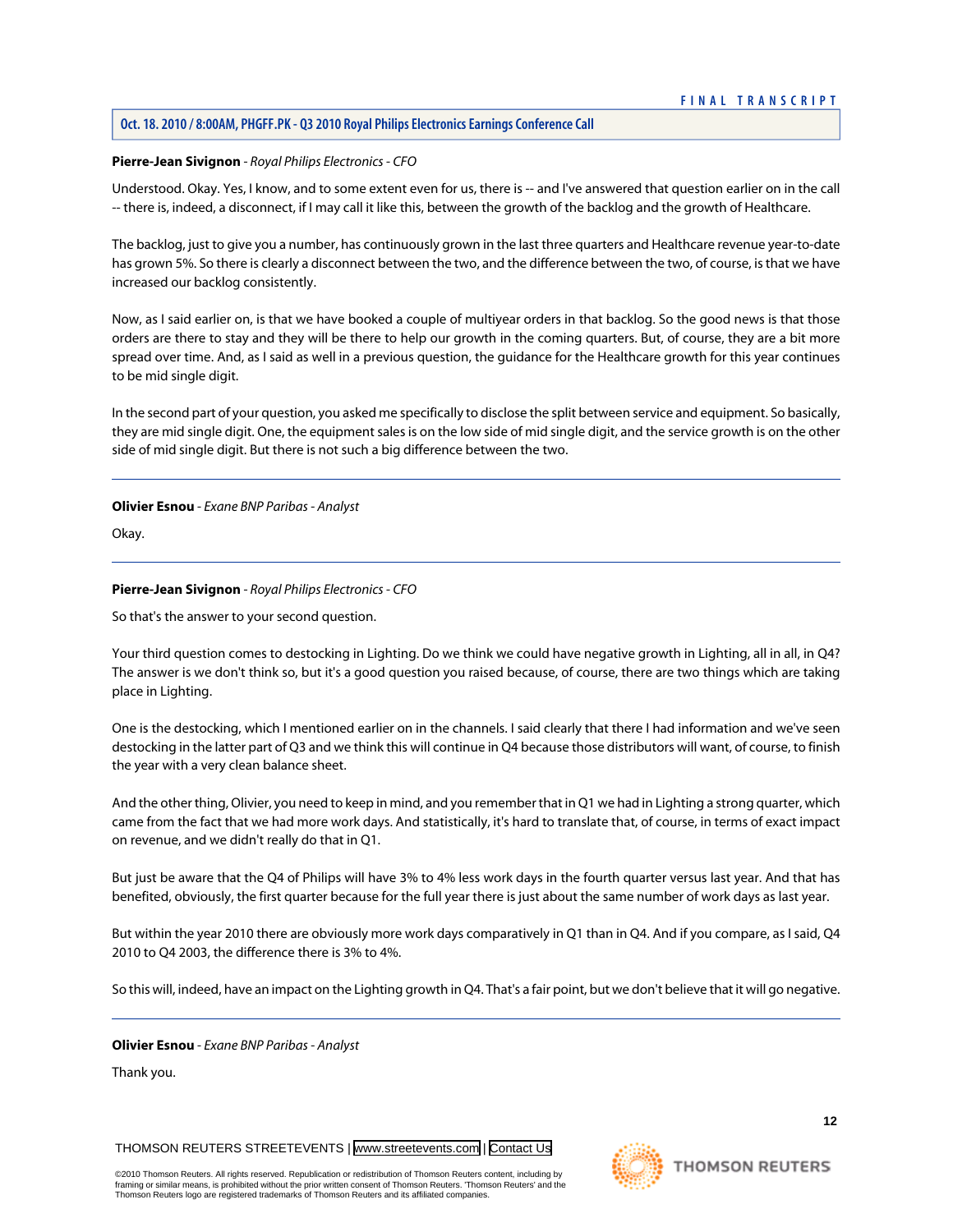**Pierre-Jean Sivignon** - *Royal Philips Electronics - CFO*

Understood. Okay. Yes, I know, and to some extent even for us, there is -- and I've answered that question earlier on in the call -- there is, indeed, a disconnect, if I may call it like this, between the growth of the backlog and the growth of Healthcare.

The backlog, just to give you a number, has continuously grown in the last three quarters and Healthcare revenue year-to-date has grown 5%. So there is clearly a disconnect between the two, and the difference between the two, of course, is that we have increased our backlog consistently.

Now, as I said earlier on, is that we have booked a couple of multiyear orders in that backlog. So the good news is that those orders are there to stay and they will be there to help our growth in the coming quarters. But, of course, they are a bit more spread over time. And, as I said as well in a previous question, the guidance for the Healthcare growth for this year continues to be mid single digit.

In the second part of your question, you asked me specifically to disclose the split between service and equipment. So basically, they are mid single digit. One, the equipment sales is on the low side of mid single digit, and the service growth is on the other side of mid single digit. But there is not such a big difference between the two.

---

**Olivier Esnou** - *Exane BNP Paribas - Analyst*

Okay.

---

**Pierre-Jean Sivignon** - *Royal Philips Electronics - CFO*

So that's the answer to your second question.

Your third question comes to destocking in Lighting. Do we think we could have negative growth in Lighting, all in all, in Q4? The answer is we don't think so, but it's a good question you raised because, of course, there are two things which are taking place in Lighting.

One is the destocking, which I mentioned earlier on in the channels. I said clearly that there I had information and we've seen destocking in the latter part of Q3 and we think this will continue in Q4 because those distributors will want, of course, to finish the year with a very clean balance sheet.

And the other thing, Olivier, you need to keep in mind, and you remember that in Q1 we had in Lighting a strong quarter, which came from the fact that we had more work days. And statistically, it's hard to translate that, of course, in terms of exact impact on revenue, and we didn't really do that in Q1.

But just be aware that the Q4 of Philips will have 3% to 4% less work days in the fourth quarter versus last year. And that has benefited, obviously, the first quarter because for the full year there is just about the same number of work days as last year.

But within the year 2010 there are obviously more work days comparatively in Q1 than in Q4. And if you compare, as I said, Q4 2010 to Q4 2003, the difference there is 3% to 4%.

So this will, indeed, have an impact on the Lighting growth in Q4. That's a fair point, but we don't believe that it will go negative.

---

**Olivier Esnou** - *Exane BNP Paribas - Analyst*

Thank you.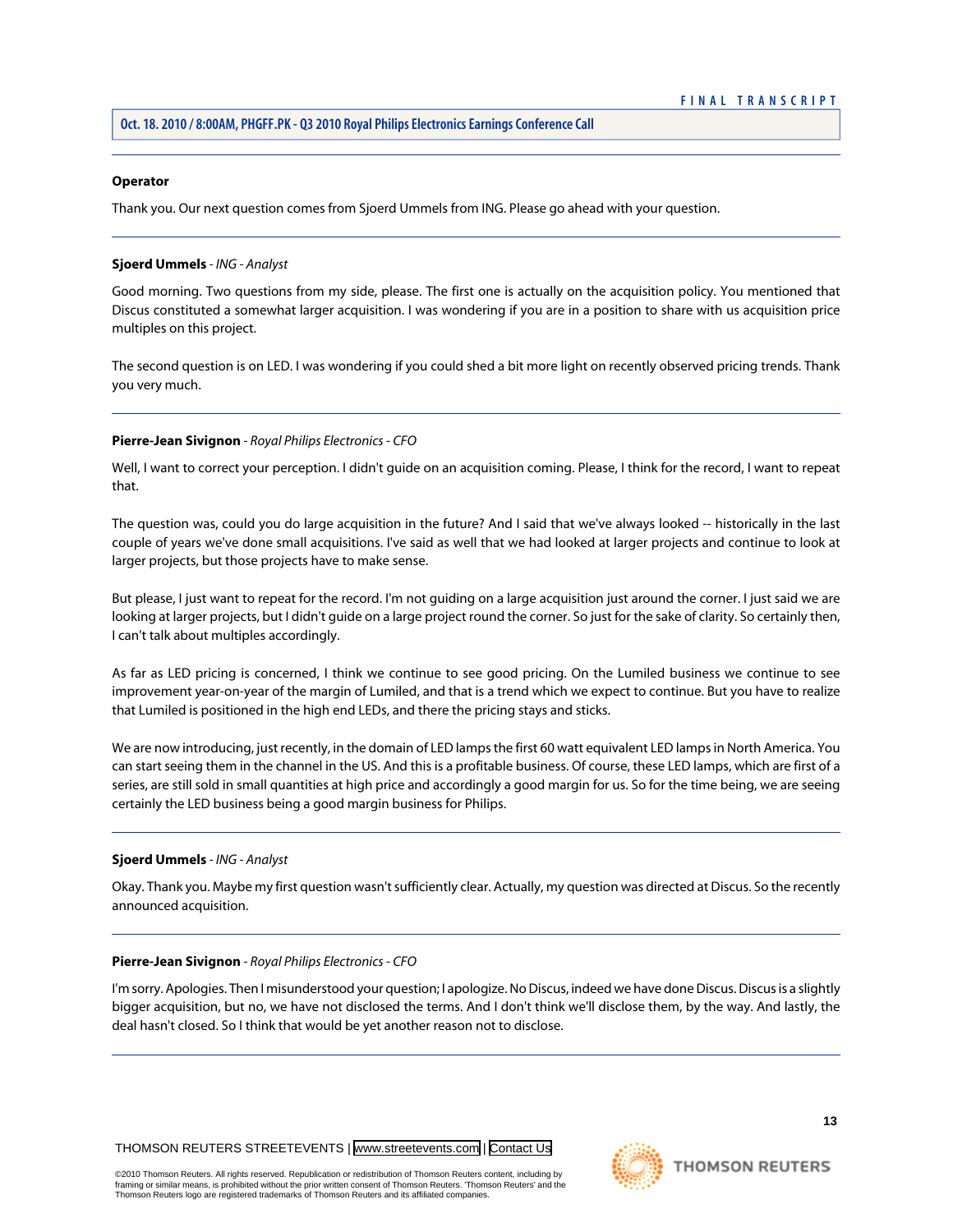**Operator**

Thank you. Our next question comes from Sjoerd Ummels from ING. Please go ahead with your question.

---

**Sjoerd Ummels** - *ING - Analyst*

Good morning. Two questions from my side, please. The first one is actually on the acquisition policy. You mentioned that Discus constituted a somewhat larger acquisition. I was wondering if you are in a position to share with us acquisition price multiples on this project.

The second question is on LED. I was wondering if you could shed a bit more light on recently observed pricing trends. Thank you very much.

---

**Pierre-Jean Sivignon** - *Royal Philips Electronics - CFO*

Well, I want to correct your perception. I didn't guide on an acquisition coming. Please, I think for the record, I want to repeat that.

The question was, could you do large acquisition in the future? And I said that we've always looked -- historically in the last couple of years we've done small acquisitions. I've said as well that we had looked at larger projects and continue to look at larger projects, but those projects have to make sense.

But please, I just want to repeat for the record. I'm not guiding on a large acquisition just around the corner. I just said we are looking at larger projects, but I didn't guide on a large project round the corner. So just for the sake of clarity. So certainly then, I can't talk about multiples accordingly.

As far as LED pricing is concerned, I think we continue to see good pricing. On the Lumiled business we continue to see improvement year-on-year of the margin of Lumiled, and that is a trend which we expect to continue. But you have to realize that Lumiled is positioned in the high end LEDs, and there the pricing stays and sticks.

We are now introducing, just recently, in the domain of LED lamps the first 60 watt equivalent LED lamps in North America. You can start seeing them in the channel in the US. And this is a profitable business. Of course, these LED lamps, which are first of a series, are still sold in small quantities at high price and accordingly a good margin for us. So for the time being, we are seeing certainly the LED business being a good margin business for Philips.

---

**Sjoerd Ummels** - *ING - Analyst*

Okay. Thank you. Maybe my first question wasn't sufficiently clear. Actually, my question was directed at Discus. So the recently announced acquisition.

---

**Pierre-Jean Sivignon** - *Royal Philips Electronics - CFO*

I'm sorry. Apologies. Then I misunderstood your question; I apologize. No Discus, indeed we have done Discus. Discus is a slightly bigger acquisition, but no, we have not disclosed the terms. And I don't think we'll disclose them, by the way. And lastly, the deal hasn't closed. So I think that would be yet another reason not to disclose.

---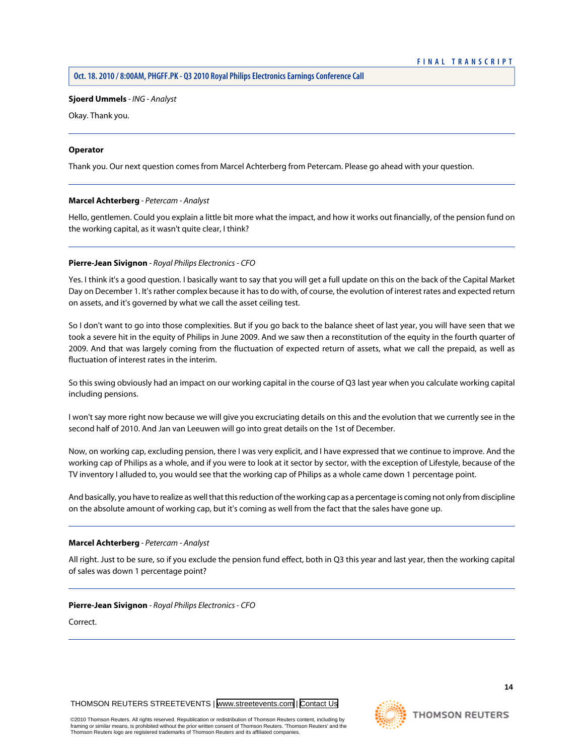**Sjoerd Ummels** - *ING - Analyst*

Okay. Thank you.

---

**Operator**

Thank you. Our next question comes from Marcel Achterberg from Petercam. Please go ahead with your question.

---

**Marcel Achterberg** - *Petercam - Analyst*

Hello, gentlemen. Could you explain a little bit more what the impact, and how it works out financially, of the pension fund on the working capital, as it wasn't quite clear, I think?

---

**Pierre-Jean Sivignon** - *Royal Philips Electronics - CFO*

Yes. I think it's a good question. I basically want to say that you will get a full update on this on the back of the Capital Market Day on December 1. It's rather complex because it has to do with, of course, the evolution of interest rates and expected return on assets, and it's governed by what we call the asset ceiling test.

So I don't want to go into those complexities. But if you go back to the balance sheet of last year, you will have seen that we took a severe hit in the equity of Philips in June 2009. And we saw then a reconstitution of the equity in the fourth quarter of 2009. And that was largely coming from the fluctuation of expected return of assets, what we call the prepaid, as well as fluctuation of interest rates in the interim.

So this swing obviously had an impact on our working capital in the course of Q3 last year when you calculate working capital including pensions.

I won't say more right now because we will give you excruciating details on this and the evolution that we currently see in the second half of 2010. And Jan van Leeuwen will go into great details on the 1st of December.

Now, on working cap, excluding pension, there I was very explicit, and I have expressed that we continue to improve. And the working cap of Philips as a whole, and if you were to look at it sector by sector, with the exception of Lifestyle, because of the TV inventory I alluded to, you would see that the working cap of Philips as a whole came down 1 percentage point.

And basically, you have to realize as well that this reduction of the working cap as a percentage is coming not only from discipline on the absolute amount of working cap, but it's coming as well from the fact that the sales have gone up.

---

**Marcel Achterberg** - *Petercam - Analyst*

All right. Just to be sure, so if you exclude the pension fund effect, both in Q3 this year and last year, then the working capital of sales was down 1 percentage point?

---

**Pierre-Jean Sivignon** - *Royal Philips Electronics - CFO*

Correct.

---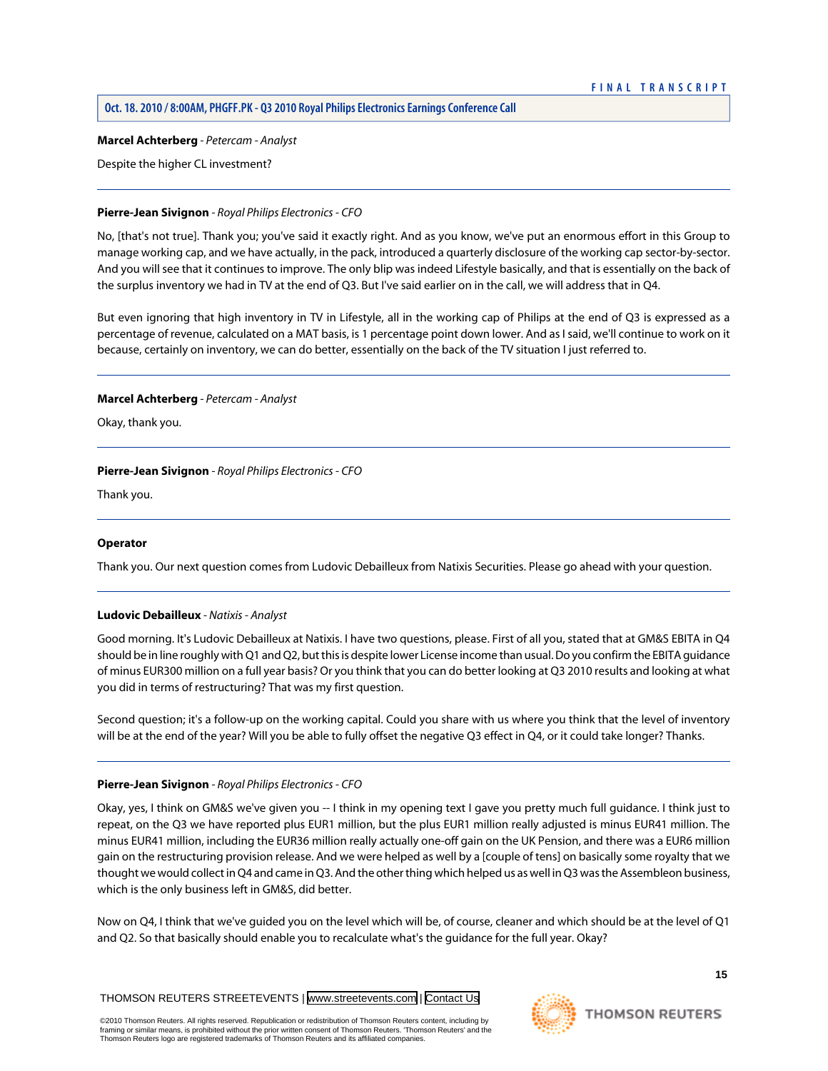**Marcel Achterberg** - *Petercam - Analyst*

Despite the higher CL investment?

---

**Pierre-Jean Sivignon** - *Royal Philips Electronics - CFO*

No, [that's not true]. Thank you; you've said it exactly right. And as you know, we've put an enormous effort in this Group to manage working cap, and we have actually, in the pack, introduced a quarterly disclosure of the working cap sector-by-sector. And you will see that it continues to improve. The only blip was indeed Lifestyle basically, and that is essentially on the back of the surplus inventory we had in TV at the end of Q3. But I've said earlier on in the call, we will address that in Q4.

But even ignoring that high inventory in TV in Lifestyle, all in the working cap of Philips at the end of Q3 is expressed as a percentage of revenue, calculated on a MAT basis, is 1 percentage point down lower. And as I said, we'll continue to work on it because, certainly on inventory, we can do better, essentially on the back of the TV situation I just referred to.

---

**Marcel Achterberg** - *Petercam - Analyst*

Okay, thank you.

---

**Pierre-Jean Sivignon** - *Royal Philips Electronics - CFO*

Thank you.

---

**Operator**

Thank you. Our next question comes from Ludovic Debailleux from Natixis Securities. Please go ahead with your question.

---

**Ludovic Debailleux** - *Natixis - Analyst*

Good morning. It's Ludovic Debailleux at Natixis. I have two questions, please. First of all you, stated that at GM&S EBITA in Q4 should be in line roughly with Q1 and Q2, but this is despite lower License income than usual. Do you confirm the EBITA guidance of minus EUR300 million on a full year basis? Or you think that you can do better looking at Q3 2010 results and looking at what you did in terms of restructuring? That was my first question.

Second question; it's a follow-up on the working capital. Could you share with us where you think that the level of inventory will be at the end of the year? Will you be able to fully offset the negative Q3 effect in Q4, or it could take longer? Thanks.

---

**Pierre-Jean Sivignon** - *Royal Philips Electronics - CFO*

Okay, yes, I think on GM&S we've given you -- I think in my opening text I gave you pretty much full guidance. I think just to repeat, on the Q3 we have reported plus EUR1 million, but the plus EUR1 million really adjusted is minus EUR41 million. The minus EUR41 million, including the EUR36 million really actually one-off gain on the UK Pension, and there was a EUR6 million gain on the restructuring provision release. And we were helped as well by a [couple of tens] on basically some royalty that we thought we would collect in Q4 and came in Q3. And the other thing which helped us as well in Q3 was the Assembleon business, which is the only business left in GM&S, did better.

Now on Q4, I think that we've guided you on the level which will be, of course, cleaner and which should be at the level of Q1 and Q2. So that basically should enable you to recalculate what's the guidance for the full year. Okay?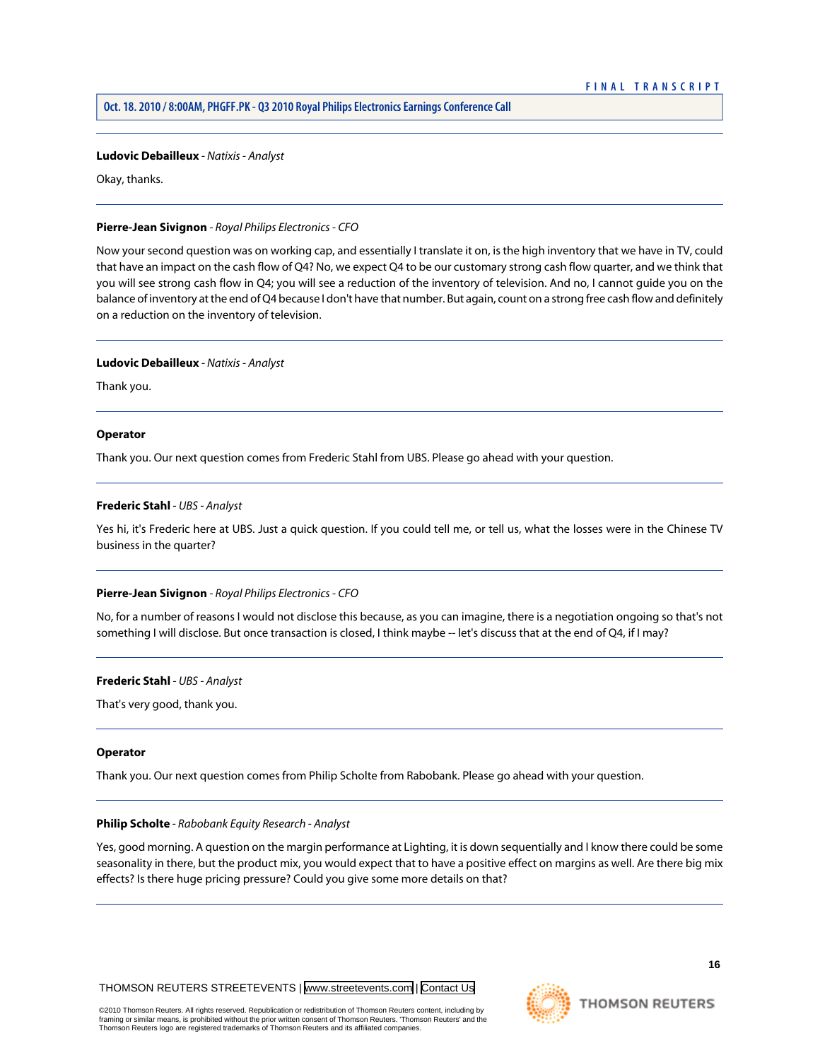**Ludovic Debailleux** - *Natixis - Analyst*

Okay, thanks.

---

**Pierre-Jean Sivignon** - *Royal Philips Electronics - CFO*

Now your second question was on working cap, and essentially I translate it on, is the high inventory that we have in TV, could that have an impact on the cash flow of Q4? No, we expect Q4 to be our customary strong cash flow quarter, and we think that you will see strong cash flow in Q4; you will see a reduction of the inventory of television. And no, I cannot guide you on the balance of inventory at the end of Q4 because I don't have that number. But again, count on a strong free cash flow and definitely on a reduction on the inventory of television.

---

**Ludovic Debailleux** - *Natixis - Analyst*

Thank you.

---

**Operator**

Thank you. Our next question comes from Frederic Stahl from UBS. Please go ahead with your question.

---

**Frederic Stahl** - *UBS - Analyst*

Yes hi, it's Frederic here at UBS. Just a quick question. If you could tell me, or tell us, what the losses were in the Chinese TV business in the quarter?

---

**Pierre-Jean Sivignon** - *Royal Philips Electronics - CFO*

No, for a number of reasons I would not disclose this because, as you can imagine, there is a negotiation ongoing so that's not something I will disclose. But once transaction is closed, I think maybe -- let's discuss that at the end of Q4, if I may?

---

**Frederic Stahl** - *UBS - Analyst*

That's very good, thank you.

---

**Operator**

Thank you. Our next question comes from Philip Scholte from Rabobank. Please go ahead with your question.

---

**Philip Scholte** - *Rabobank Equity Research - Analyst*

Yes, good morning. A question on the margin performance at Lighting, it is down sequentially and I know there could be some seasonality in there, but the product mix, you would expect that to have a positive effect on margins as well. Are there big mix effects? Is there huge pricing pressure? Could you give some more details on that?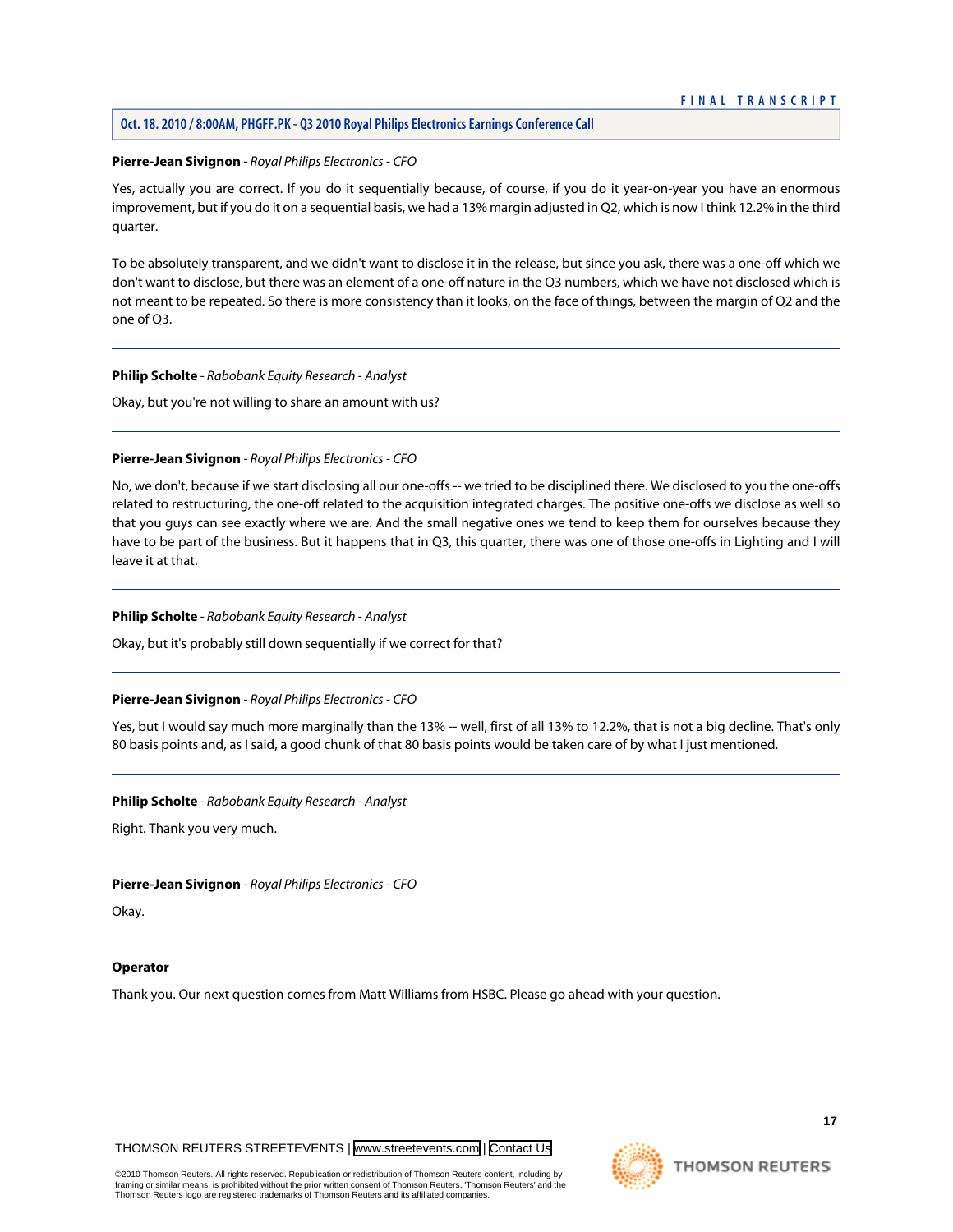**Pierre-Jean Sivignon** - *Royal Philips Electronics - CFO*

Yes, actually you are correct. If you do it sequentially because, of course, if you do it year-on-year you have an enormous improvement, but if you do it on a sequential basis, we had a 13% margin adjusted in Q2, which is now I think 12.2% in the third quarter.

To be absolutely transparent, and we didn't want to disclose it in the release, but since you ask, there was a one-off which we don't want to disclose, but there was an element of a one-off nature in the Q3 numbers, which we have not disclosed which is not meant to be repeated. So there is more consistency than it looks, on the face of things, between the margin of Q2 and the one of Q3.

---

**Philip Scholte** - *Rabobank Equity Research - Analyst*

Okay, but you're not willing to share an amount with us?

---

**Pierre-Jean Sivignon** - *Royal Philips Electronics - CFO*

No, we don't, because if we start disclosing all our one-offs -- we tried to be disciplined there. We disclosed to you the one-offs related to restructuring, the one-off related to the acquisition integrated charges. The positive one-offs we disclose as well so that you guys can see exactly where we are. And the small negative ones we tend to keep them for ourselves because they have to be part of the business. But it happens that in Q3, this quarter, there was one of those one-offs in Lighting and I will leave it at that.

---

**Philip Scholte** - *Rabobank Equity Research - Analyst*

Okay, but it's probably still down sequentially if we correct for that?

---

**Pierre-Jean Sivignon** - *Royal Philips Electronics - CFO*

Yes, but I would say much more marginally than the 13% -- well, first of all 13% to 12.2%, that is not a big decline. That's only 80 basis points and, as I said, a good chunk of that 80 basis points would be taken care of by what I just mentioned.

---

**Philip Scholte** - *Rabobank Equity Research - Analyst*

Right. Thank you very much.

---

**Pierre-Jean Sivignon** - *Royal Philips Electronics - CFO*

Okay.

---

**Operator**

Thank you. Our next question comes from Matt Williams from HSBC. Please go ahead with your question.

---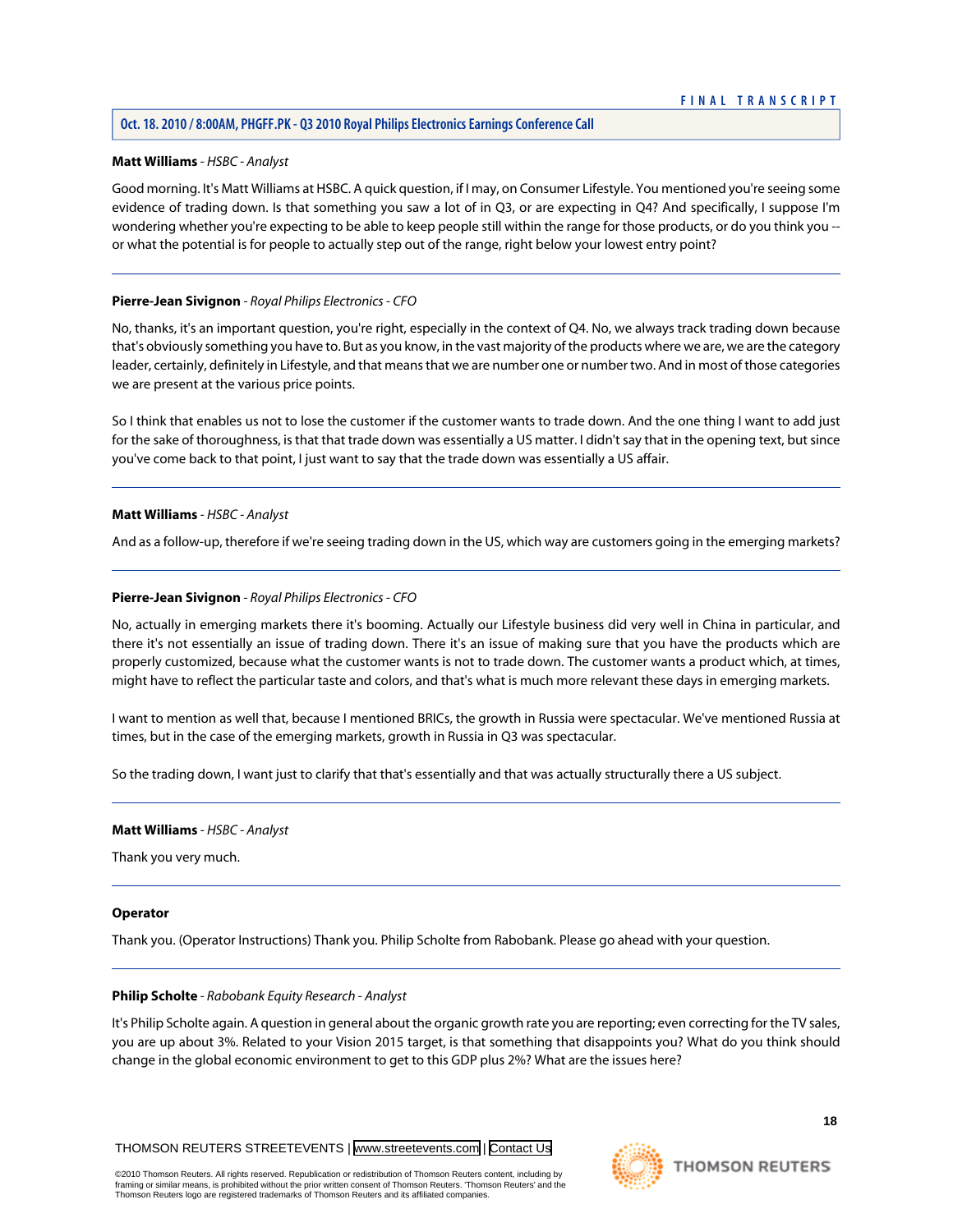**Matt Williams** - *HSBC - Analyst*

Good morning. It's Matt Williams at HSBC. A quick question, if I may, on Consumer Lifestyle. You mentioned you're seeing some evidence of trading down. Is that something you saw a lot of in Q3, or are expecting in Q4? And specifically, I suppose I'm wondering whether you're expecting to be able to keep people still within the range for those products, or do you think you -- or what the potential is for people to actually step out of the range, right below your lowest entry point?

---

**Pierre-Jean Sivignon** - *Royal Philips Electronics - CFO*

No, thanks, it's an important question, you're right, especially in the context of Q4. No, we always track trading down because that's obviously something you have to. But as you know, in the vast majority of the products where we are, we are the category leader, certainly, definitely in Lifestyle, and that means that we are number one or number two. And in most of those categories we are present at the various price points.

So I think that enables us not to lose the customer if the customer wants to trade down. And the one thing I want to add just for the sake of thoroughness, is that that trade down was essentially a US matter. I didn't say that in the opening text, but since you've come back to that point, I just want to say that the trade down was essentially a US affair.

---

**Matt Williams** - *HSBC - Analyst*

And as a follow-up, therefore if we're seeing trading down in the US, which way are customers going in the emerging markets?

---

**Pierre-Jean Sivignon** - *Royal Philips Electronics - CFO*

No, actually in emerging markets there it's booming. Actually our Lifestyle business did very well in China in particular, and there it's not essentially an issue of trading down. There it's an issue of making sure that you have the products which are properly customized, because what the customer wants is not to trade down. The customer wants a product which, at times, might have to reflect the particular taste and colors, and that's what is much more relevant these days in emerging markets.

I want to mention as well that, because I mentioned BRICs, the growth in Russia were spectacular. We've mentioned Russia at times, but in the case of the emerging markets, growth in Russia in Q3 was spectacular.

So the trading down, I want just to clarify that that's essentially and that was actually structurally there a US subject.

---

**Matt Williams** - *HSBC - Analyst*

Thank you very much.

---

**Operator**

Thank you. (Operator Instructions) Thank you. Philip Scholte from Rabobank. Please go ahead with your question.

---

**Philip Scholte** - *Rabobank Equity Research - Analyst*

It's Philip Scholte again. A question in general about the organic growth rate you are reporting; even correcting for the TV sales, you are up about 3%. Related to your Vision 2015 target, is that something that disappoints you? What do you think should change in the global economic environment to get to this GDP plus 2%? What are the issues here?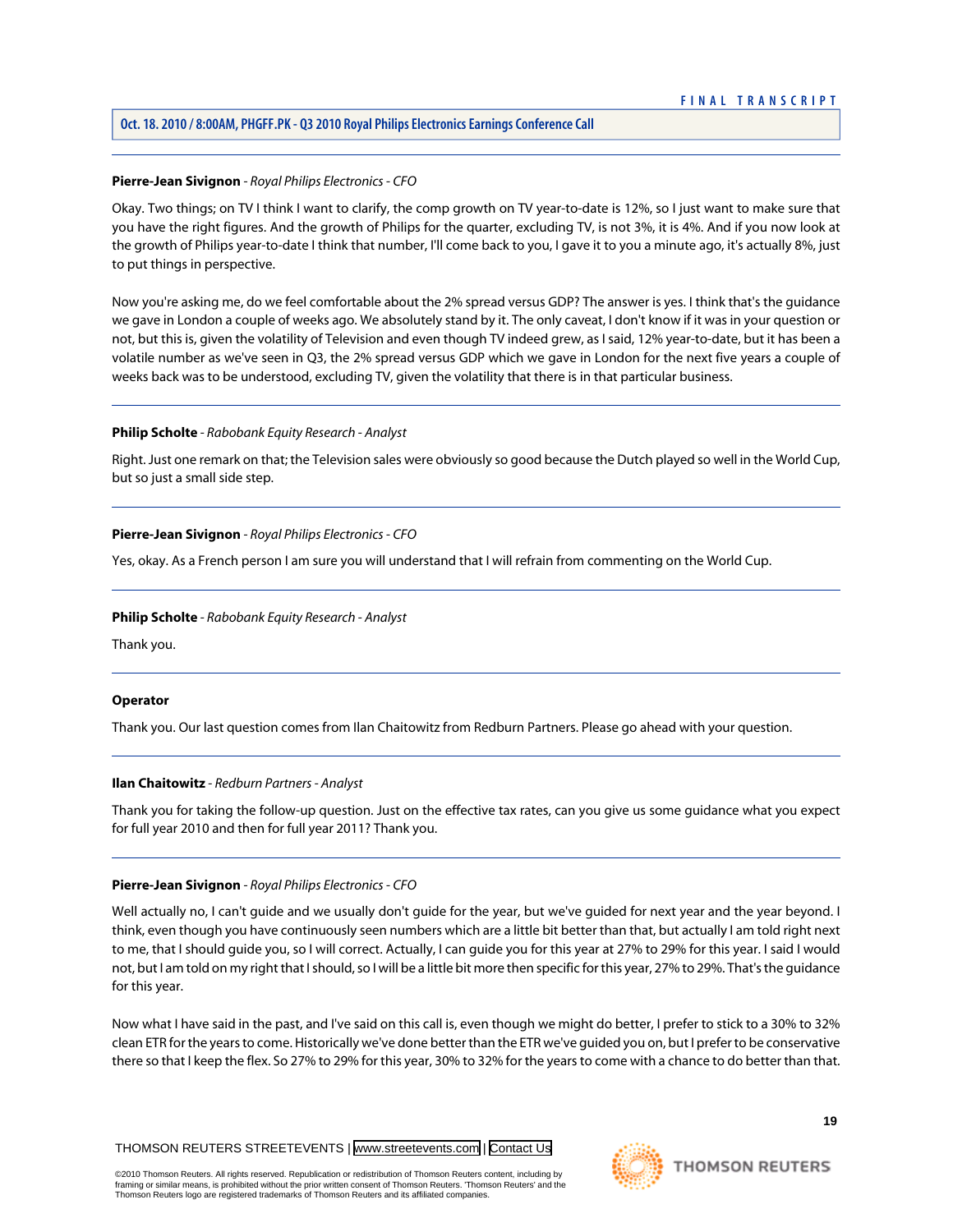**Pierre-Jean Sivignon** - *Royal Philips Electronics - CFO*

Okay. Two things; on TV I think I want to clarify, the comp growth on TV year-to-date is 12%, so I just want to make sure that you have the right figures. And the growth of Philips for the quarter, excluding TV, is not 3%, it is 4%. And if you now look at the growth of Philips year-to-date I think that number, I'll come back to you, I gave it to you a minute ago, it's actually 8%, just to put things in perspective.

Now you're asking me, do we feel comfortable about the 2% spread versus GDP? The answer is yes. I think that's the guidance we gave in London a couple of weeks ago. We absolutely stand by it. The only caveat, I don't know if it was in your question or not, but this is, given the volatility of Television and even though TV indeed grew, as I said, 12% year-to-date, but it has been a volatile number as we've seen in Q3, the 2% spread versus GDP which we gave in London for the next five years a couple of weeks back was to be understood, excluding TV, given the volatility that there is in that particular business.

---

**Philip Scholte** - *Rabobank Equity Research - Analyst*

Right. Just one remark on that; the Television sales were obviously so good because the Dutch played so well in the World Cup, but so just a small side step.

---

**Pierre-Jean Sivignon** - *Royal Philips Electronics - CFO*

Yes, okay. As a French person I am sure you will understand that I will refrain from commenting on the World Cup.

---

**Philip Scholte** - *Rabobank Equity Research - Analyst*

Thank you.

---

**Operator**

Thank you. Our last question comes from Ilan Chaitowitz from Redburn Partners. Please go ahead with your question.

---

**Ilan Chaitowitz** - *Redburn Partners - Analyst*

Thank you for taking the follow-up question. Just on the effective tax rates, can you give us some guidance what you expect for full year 2010 and then for full year 2011? Thank you.

---

**Pierre-Jean Sivignon** - *Royal Philips Electronics - CFO*

Well actually no, I can't guide and we usually don't guide for the year, but we've guided for next year and the year beyond. I think, even though you have continuously seen numbers which are a little bit better than that, but actually I am told right next to me, that I should guide you, so I will correct. Actually, I can guide you for this year at 27% to 29% for this year. I said I would not, but I am told on my right that I should, so I will be a little bit more then specific for this year, 27% to 29%. That's the guidance for this year.

Now what I have said in the past, and I've said on this call is, even though we might do better, I prefer to stick to a 30% to 32% clean ETR for the years to come. Historically we've done better than the ETR we've guided you on, but I prefer to be conservative there so that I keep the flex. So 27% to 29% for this year, 30% to 32% for the years to come with a chance to do better than that.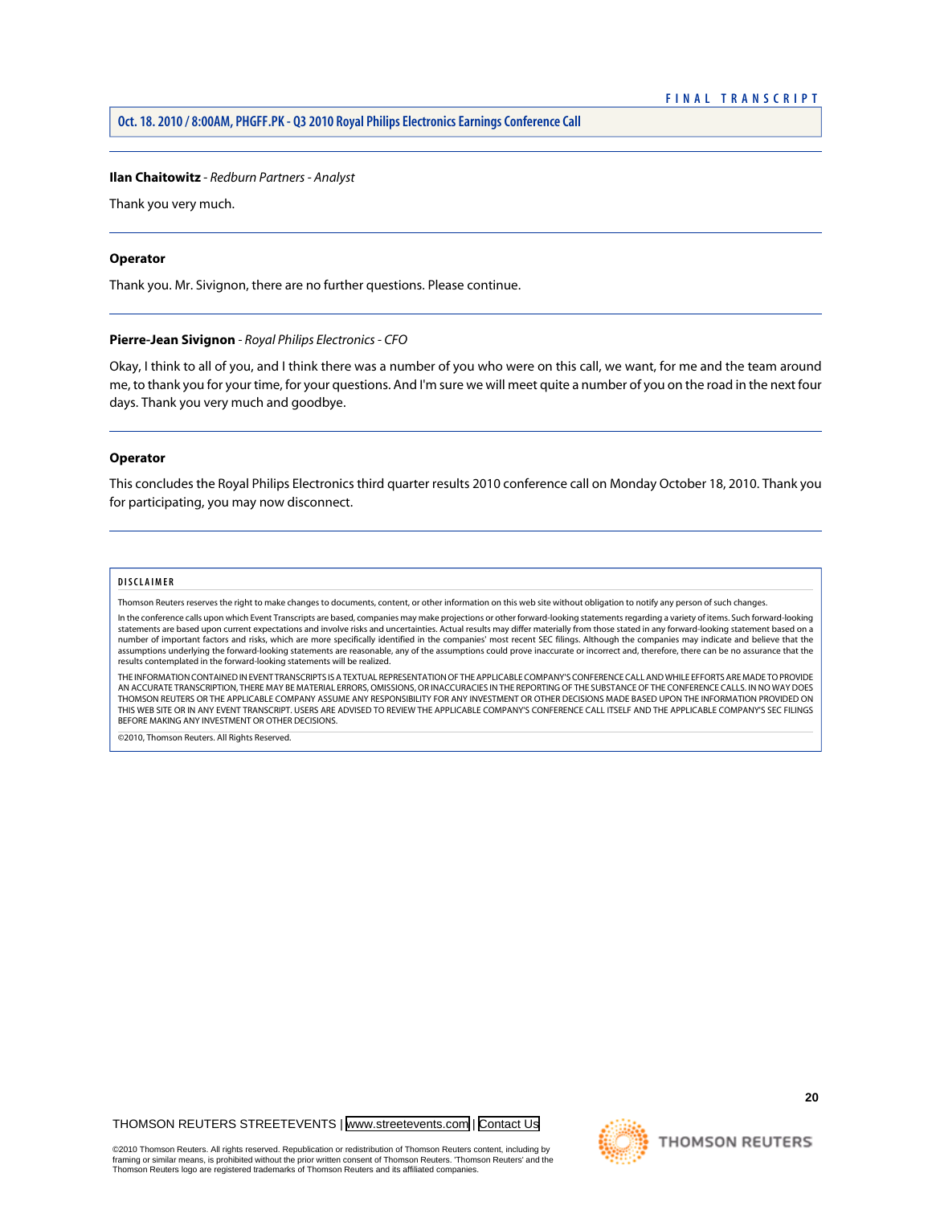**Ilan Chaitowitz** - *Redburn Partners - Analyst*

Thank you very much.

---

**Operator**

Thank you. Mr. Sivignon, there are no further questions. Please continue.

---

**Pierre-Jean Sivignon** - *Royal Philips Electronics - CFO*

Okay, I think to all of you, and I think there was a number of you who were on this call, we want, for me and the team around me, to thank you for your time, for your questions. And I'm sure we will meet quite a number of you on the road in the next four days. Thank you very much and goodbye.

---

**Operator**

This concludes the Royal Philips Electronics third quarter results 2010 conference call on Monday October 18, 2010. Thank you for participating, you may now disconnect.

---

**DISCLAIMER**

Thomson Reuters reserves the right to make changes to documents, content, or other information on this web site without obligation to notify any person of such changes.

In the conference calls upon which Event Transcripts are based, companies may make projections or other forward-looking statements regarding a variety of items. Such forward-looking statements are based upon current expectations and involve risks and uncertainties. Actual results may differ materially from those stated in any forward-looking statement based on a number of important factors and risks, which are more specifically identified in the companies' most recent SEC filings. Although the companies may indicate and believe that the assumptions underlying the forward-looking statements are reasonable, any of the assumptions could prove inaccurate or incorrect and, therefore, there can be no assurance that the results contemplated in the forward-looking statements will be realized.

THE INFORMATION CONTAINED IN EVENT TRANSCRIPTS IS A TEXTUAL REPRESENTATION OF THE APPLICABLE COMPANY'S CONFERENCE CALL AND WHILE EFFORTS ARE MADE TO PROVIDE AN ACCURATE TRANSCRIPTION, THERE MAY BE MATERIAL ERRORS, OMISSIONS, OR INACCURACIES IN THE REPORTING OF THE SUBSTANCE OF THE CONFERENCE CALLS. IN NO WAY DOES THOMSON REUTERS OR THE APPLICABLE COMPANY ASSUME ANY RESPONSIBILITY FOR ANY INVESTMENT OR OTHER DECISIONS MADE BASED UPON THE INFORMATION PROVIDED ON THIS WEB SITE OR IN ANY EVENT TRANSCRIPT. USERS ARE ADVISED TO REVIEW THE APPLICABLE COMPANY'S CONFERENCE CALL ITSELF AND THE APPLICABLE COMPANY'S SEC FILINGS BEFORE MAKING ANY INVESTMENT OR OTHER DECISIONS.

©2010, Thomson Reuters. All Rights Reserved.